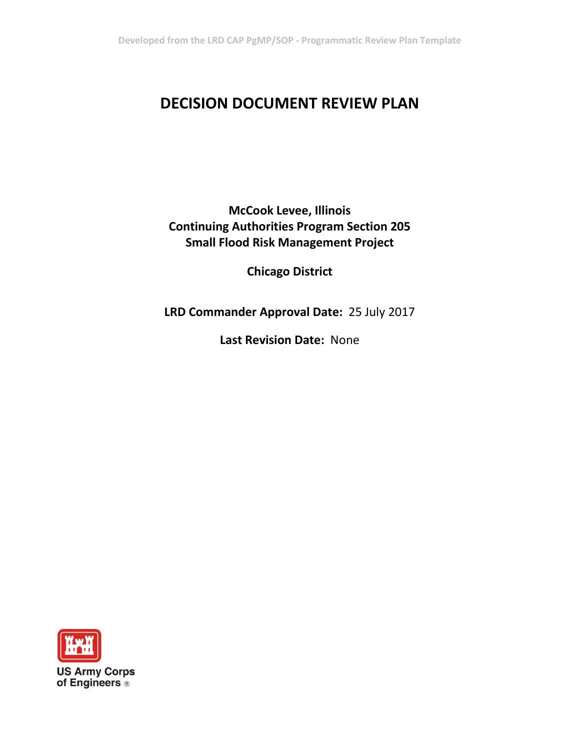Developed from the LRD CAP PgMP/SOP - Programmatic Review Plan Template

# DECISION DOCUMENT REVIEW PLAN

**McCook Levee, Illinois**
**Continuing Authorities Program Section 205**
**Small Flood Risk Management Project**

**Chicago District**

**LRD Commander Approval Date:** 25 July 2017

**Last Revision Date:** None

US Army Corps of Engineers ®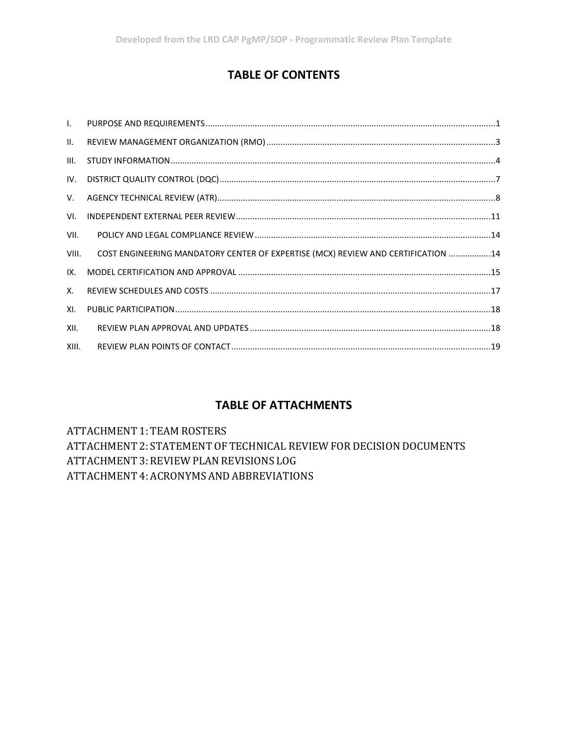## TABLE OF CONTENTS

I. PURPOSE AND REQUIREMENTS ............ 1
II. REVIEW MANAGEMENT ORGANIZATION (RMO) ............ 3
III. STUDY INFORMATION ............ 4
IV. DISTRICT QUALITY CONTROL (DQC) ............ 7
V. AGENCY TECHNICAL REVIEW (ATR) ............ 8
VI. INDEPENDENT EXTERNAL PEER REVIEW ............ 11
VII. POLICY AND LEGAL COMPLIANCE REVIEW ............ 14
VIII. COST ENGINEERING MANDATORY CENTER OF EXPERTISE (MCX) REVIEW AND CERTIFICATION ............ 14
IX. MODEL CERTIFICATION AND APPROVAL ............ 15
X. REVIEW SCHEDULES AND COSTS ............ 17
XI. PUBLIC PARTICIPATION ............ 18
XII. REVIEW PLAN APPROVAL AND UPDATES ............ 18
XIII. REVIEW PLAN POINTS OF CONTACT ............ 19

## TABLE OF ATTACHMENTS

ATTACHMENT 1: TEAM ROSTERS
ATTACHMENT 2: STATEMENT OF TECHNICAL REVIEW FOR DECISION DOCUMENTS
ATTACHMENT 3: REVIEW PLAN REVISIONS LOG
ATTACHMENT 4: ACRONYMS AND ABBREVIATIONS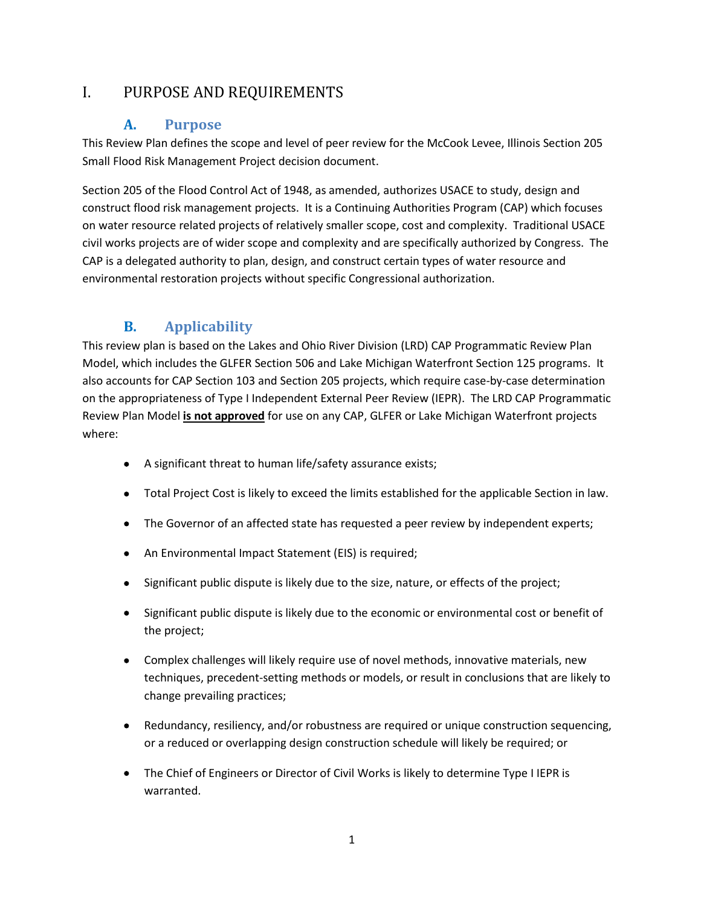# I. PURPOSE AND REQUIREMENTS

## A. Purpose

This Review Plan defines the scope and level of peer review for the McCook Levee, Illinois Section 205 Small Flood Risk Management Project decision document.

Section 205 of the Flood Control Act of 1948, as amended, authorizes USACE to study, design and construct flood risk management projects. It is a Continuing Authorities Program (CAP) which focuses on water resource related projects of relatively smaller scope, cost and complexity. Traditional USACE civil works projects are of wider scope and complexity and are specifically authorized by Congress. The CAP is a delegated authority to plan, design, and construct certain types of water resource and environmental restoration projects without specific Congressional authorization.

## B. Applicability

This review plan is based on the Lakes and Ohio River Division (LRD) CAP Programmatic Review Plan Model, which includes the GLFER Section 506 and Lake Michigan Waterfront Section 125 programs. It also accounts for CAP Section 103 and Section 205 projects, which require case-by-case determination on the appropriateness of Type I Independent External Peer Review (IEPR). The LRD CAP Programmatic Review Plan Model **is not approved** for use on any CAP, GLFER or Lake Michigan Waterfront projects where:

- A significant threat to human life/safety assurance exists;
- Total Project Cost is likely to exceed the limits established for the applicable Section in law.
- The Governor of an affected state has requested a peer review by independent experts;
- An Environmental Impact Statement (EIS) is required;
- Significant public dispute is likely due to the size, nature, or effects of the project;
- Significant public dispute is likely due to the economic or environmental cost or benefit of the project;
- Complex challenges will likely require use of novel methods, innovative materials, new techniques, precedent-setting methods or models, or result in conclusions that are likely to change prevailing practices;
- Redundancy, resiliency, and/or robustness are required or unique construction sequencing, or a reduced or overlapping design construction schedule will likely be required; or
- The Chief of Engineers or Director of Civil Works is likely to determine Type I IEPR is warranted.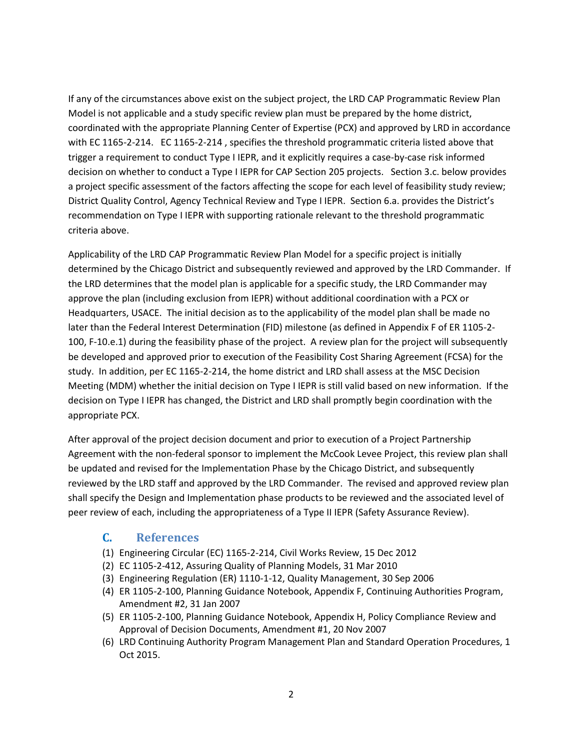If any of the circumstances above exist on the subject project, the LRD CAP Programmatic Review Plan Model is not applicable and a study specific review plan must be prepared by the home district, coordinated with the appropriate Planning Center of Expertise (PCX) and approved by LRD in accordance with EC 1165-2-214. EC 1165-2-214 , specifies the threshold programmatic criteria listed above that trigger a requirement to conduct Type I IEPR, and it explicitly requires a case-by-case risk informed decision on whether to conduct a Type I IEPR for CAP Section 205 projects. Section 3.c. below provides a project specific assessment of the factors affecting the scope for each level of feasibility study review; District Quality Control, Agency Technical Review and Type I IEPR. Section 6.a. provides the District's recommendation on Type I IEPR with supporting rationale relevant to the threshold programmatic criteria above.

Applicability of the LRD CAP Programmatic Review Plan Model for a specific project is initially determined by the Chicago District and subsequently reviewed and approved by the LRD Commander. If the LRD determines that the model plan is applicable for a specific study, the LRD Commander may approve the plan (including exclusion from IEPR) without additional coordination with a PCX or Headquarters, USACE. The initial decision as to the applicability of the model plan shall be made no later than the Federal Interest Determination (FID) milestone (as defined in Appendix F of ER 1105-2-100, F-10.e.1) during the feasibility phase of the project. A review plan for the project will subsequently be developed and approved prior to execution of the Feasibility Cost Sharing Agreement (FCSA) for the study. In addition, per EC 1165-2-214, the home district and LRD shall assess at the MSC Decision Meeting (MDM) whether the initial decision on Type I IEPR is still valid based on new information. If the decision on Type I IEPR has changed, the District and LRD shall promptly begin coordination with the appropriate PCX.

After approval of the project decision document and prior to execution of a Project Partnership Agreement with the non-federal sponsor to implement the McCook Levee Project, this review plan shall be updated and revised for the Implementation Phase by the Chicago District, and subsequently reviewed by the LRD staff and approved by the LRD Commander. The revised and approved review plan shall specify the Design and Implementation phase products to be reviewed and the associated level of peer review of each, including the appropriateness of a Type II IEPR (Safety Assurance Review).

## C. References

(1) Engineering Circular (EC) 1165-2-214, Civil Works Review, 15 Dec 2012
(2) EC 1105-2-412, Assuring Quality of Planning Models, 31 Mar 2010
(3) Engineering Regulation (ER) 1110-1-12, Quality Management, 30 Sep 2006
(4) ER 1105-2-100, Planning Guidance Notebook, Appendix F, Continuing Authorities Program, Amendment #2, 31 Jan 2007
(5) ER 1105-2-100, Planning Guidance Notebook, Appendix H, Policy Compliance Review and Approval of Decision Documents, Amendment #1, 20 Nov 2007
(6) LRD Continuing Authority Program Management Plan and Standard Operation Procedures, 1 Oct 2015.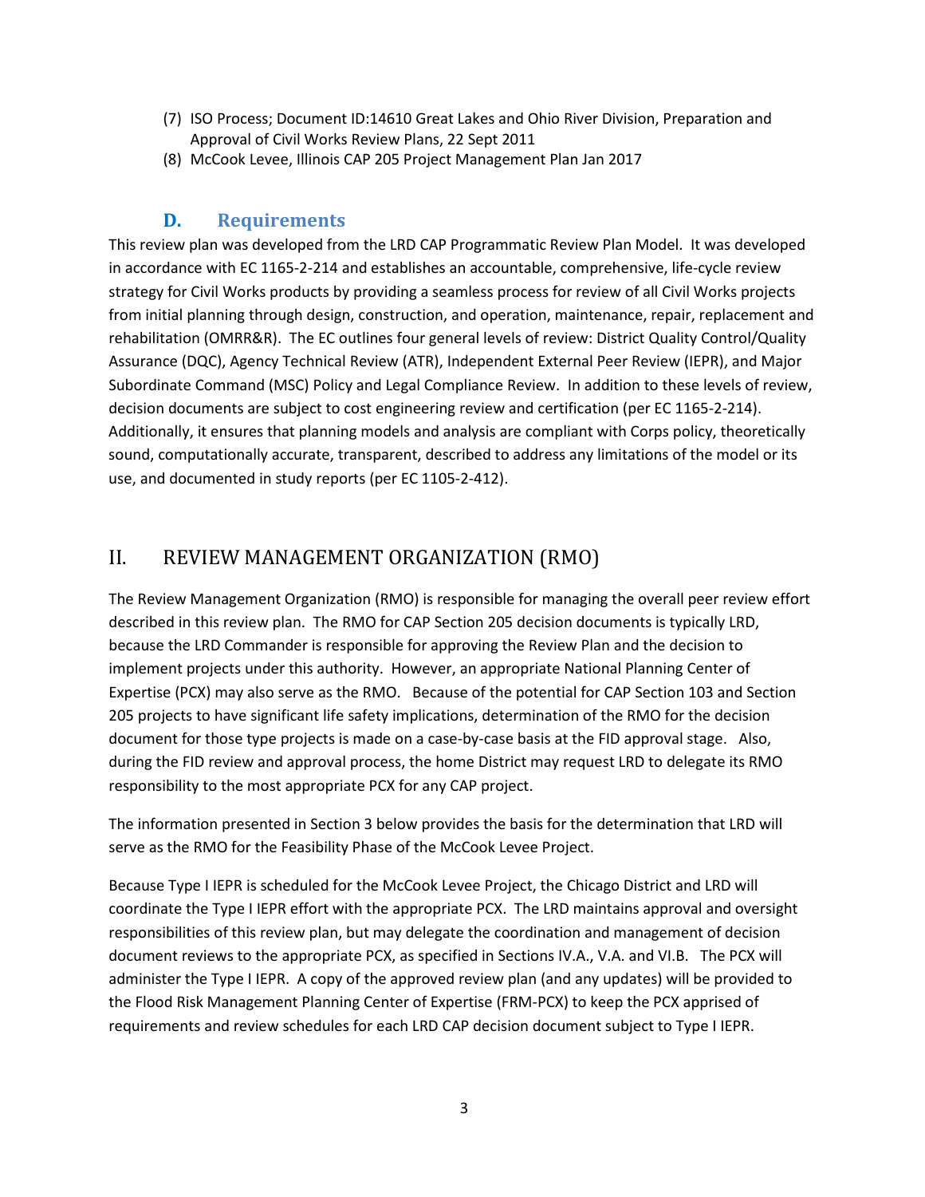(7) ISO Process; Document ID:14610 Great Lakes and Ohio River Division, Preparation and Approval of Civil Works Review Plans, 22 Sept 2011
(8) McCook Levee, Illinois CAP 205 Project Management Plan Jan 2017

### D. Requirements

This review plan was developed from the LRD CAP Programmatic Review Plan Model. It was developed in accordance with EC 1165-2-214 and establishes an accountable, comprehensive, life-cycle review strategy for Civil Works products by providing a seamless process for review of all Civil Works projects from initial planning through design, construction, and operation, maintenance, repair, replacement and rehabilitation (OMRR&R). The EC outlines four general levels of review: District Quality Control/Quality Assurance (DQC), Agency Technical Review (ATR), Independent External Peer Review (IEPR), and Major Subordinate Command (MSC) Policy and Legal Compliance Review. In addition to these levels of review, decision documents are subject to cost engineering review and certification (per EC 1165-2-214). Additionally, it ensures that planning models and analysis are compliant with Corps policy, theoretically sound, computationally accurate, transparent, described to address any limitations of the model or its use, and documented in study reports (per EC 1105-2-412).

## II. REVIEW MANAGEMENT ORGANIZATION (RMO)

The Review Management Organization (RMO) is responsible for managing the overall peer review effort described in this review plan. The RMO for CAP Section 205 decision documents is typically LRD, because the LRD Commander is responsible for approving the Review Plan and the decision to implement projects under this authority. However, an appropriate National Planning Center of Expertise (PCX) may also serve as the RMO. Because of the potential for CAP Section 103 and Section 205 projects to have significant life safety implications, determination of the RMO for the decision document for those type projects is made on a case-by-case basis at the FID approval stage. Also, during the FID review and approval process, the home District may request LRD to delegate its RMO responsibility to the most appropriate PCX for any CAP project.

The information presented in Section 3 below provides the basis for the determination that LRD will serve as the RMO for the Feasibility Phase of the McCook Levee Project.

Because Type I IEPR is scheduled for the McCook Levee Project, the Chicago District and LRD will coordinate the Type I IEPR effort with the appropriate PCX. The LRD maintains approval and oversight responsibilities of this review plan, but may delegate the coordination and management of decision document reviews to the appropriate PCX, as specified in Sections IV.A., V.A. and VI.B. The PCX will administer the Type I IEPR. A copy of the approved review plan (and any updates) will be provided to the Flood Risk Management Planning Center of Expertise (FRM-PCX) to keep the PCX apprised of requirements and review schedules for each LRD CAP decision document subject to Type I IEPR.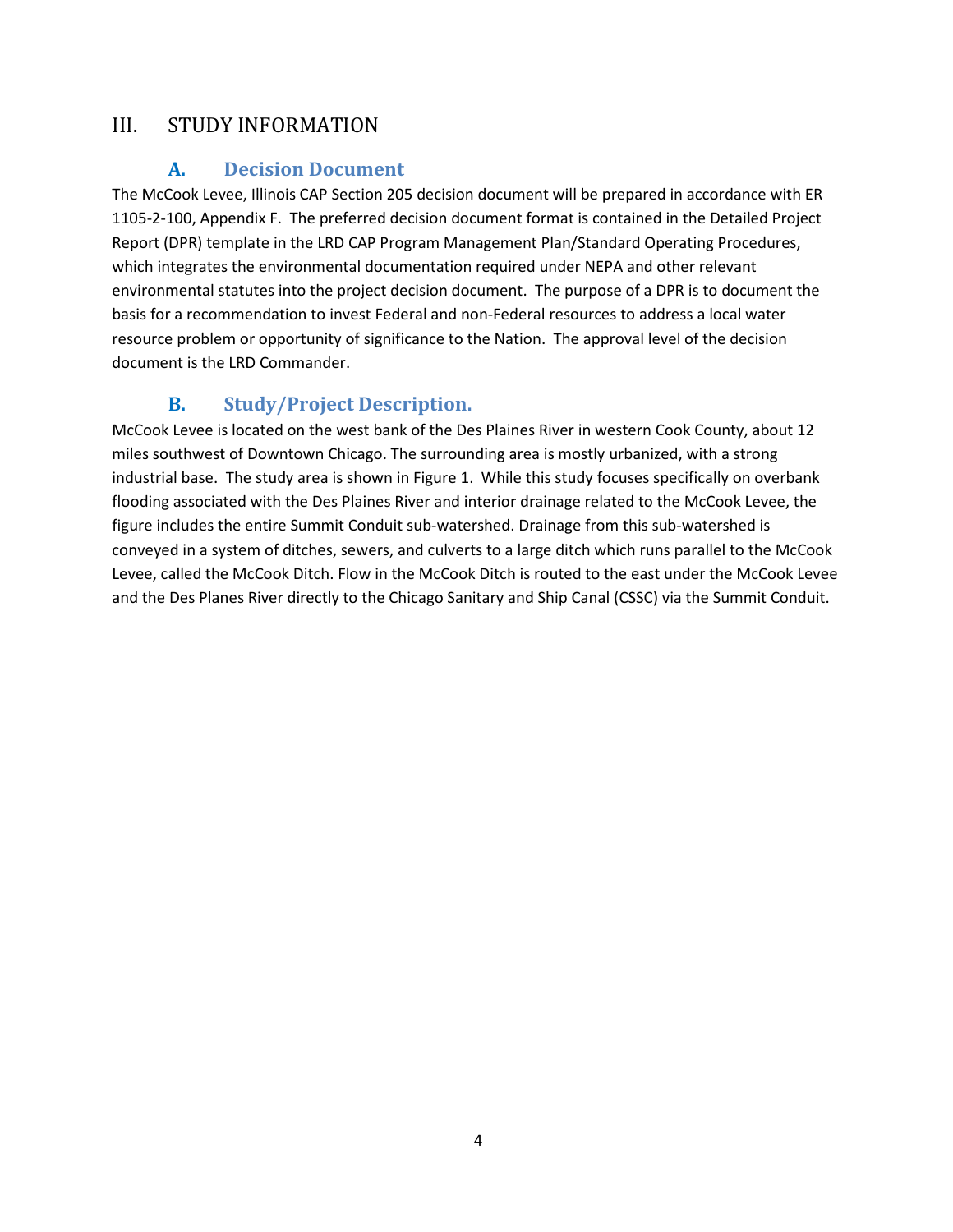# III. STUDY INFORMATION

## A. Decision Document

The McCook Levee, Illinois CAP Section 205 decision document will be prepared in accordance with ER 1105-2-100, Appendix F. The preferred decision document format is contained in the Detailed Project Report (DPR) template in the LRD CAP Program Management Plan/Standard Operating Procedures, which integrates the environmental documentation required under NEPA and other relevant environmental statutes into the project decision document. The purpose of a DPR is to document the basis for a recommendation to invest Federal and non-Federal resources to address a local water resource problem or opportunity of significance to the Nation. The approval level of the decision document is the LRD Commander.

## B. Study/Project Description.

McCook Levee is located on the west bank of the Des Plaines River in western Cook County, about 12 miles southwest of Downtown Chicago. The surrounding area is mostly urbanized, with a strong industrial base. The study area is shown in Figure 1. While this study focuses specifically on overbank flooding associated with the Des Plaines River and interior drainage related to the McCook Levee, the figure includes the entire Summit Conduit sub-watershed. Drainage from this sub-watershed is conveyed in a system of ditches, sewers, and culverts to a large ditch which runs parallel to the McCook Levee, called the McCook Ditch. Flow in the McCook Ditch is routed to the east under the McCook Levee and the Des Planes River directly to the Chicago Sanitary and Ship Canal (CSSC) via the Summit Conduit.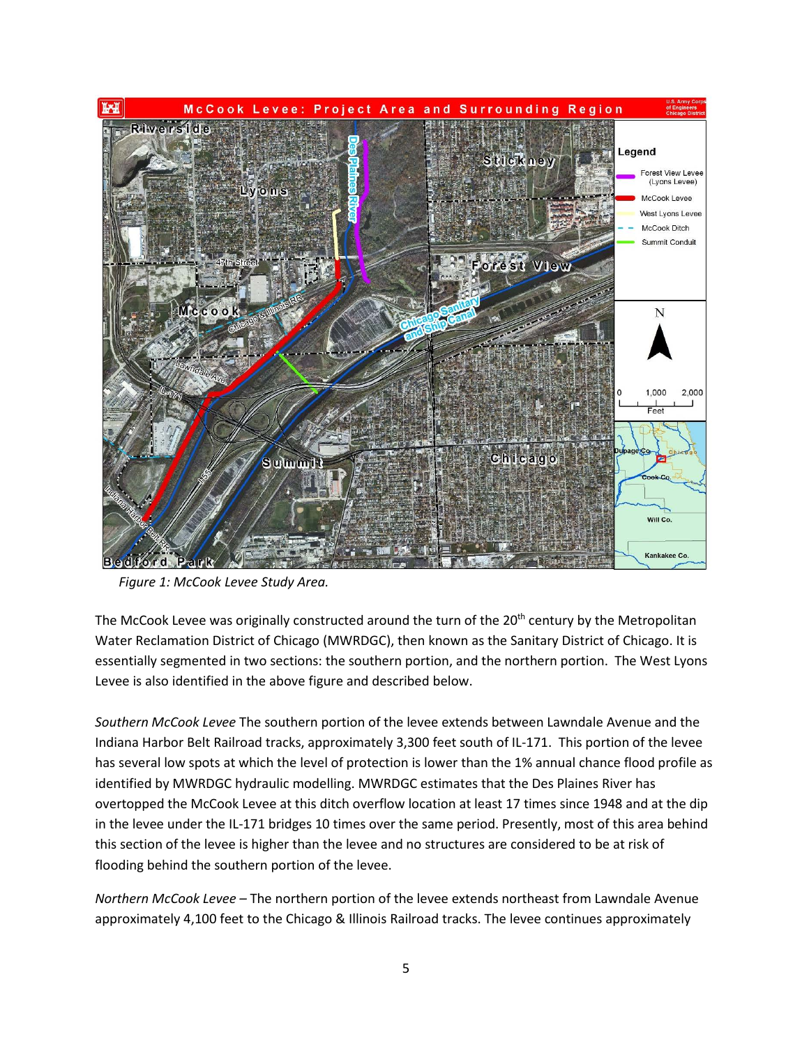*Figure 1: McCook Levee Study Area.*

The McCook Levee was originally constructed around the turn of the 20th century by the Metropolitan Water Reclamation District of Chicago (MWRDGC), then known as the Sanitary District of Chicago. It is essentially segmented in two sections: the southern portion, and the northern portion. The West Lyons Levee is also identified in the above figure and described below.

*Southern McCook Levee* The southern portion of the levee extends between Lawndale Avenue and the Indiana Harbor Belt Railroad tracks, approximately 3,300 feet south of IL-171. This portion of the levee has several low spots at which the level of protection is lower than the 1% annual chance flood profile as identified by MWRDGC hydraulic modelling. MWRDGC estimates that the Des Plaines River has overtopped the McCook Levee at this ditch overflow location at least 17 times since 1948 and at the dip in the levee under the IL-171 bridges 10 times over the same period. Presently, most of this area behind this section of the levee is higher than the levee and no structures are considered to be at risk of flooding behind the southern portion of the levee.

*Northern McCook Levee* – The northern portion of the levee extends northeast from Lawndale Avenue approximately 4,100 feet to the Chicago & Illinois Railroad tracks. The levee continues approximately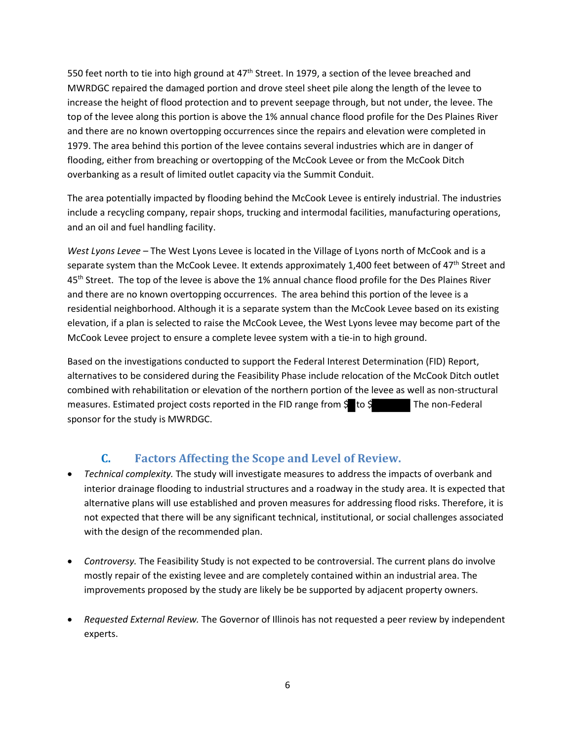550 feet north to tie into high ground at 47th Street. In 1979, a section of the levee breached and MWRDGC repaired the damaged portion and drove steel sheet pile along the length of the levee to increase the height of flood protection and to prevent seepage through, but not under, the levee. The top of the levee along this portion is above the 1% annual chance flood profile for the Des Plaines River and there are no known overtopping occurrences since the repairs and elevation were completed in 1979. The area behind this portion of the levee contains several industries which are in danger of flooding, either from breaching or overtopping of the McCook Levee or from the McCook Ditch overbanking as a result of limited outlet capacity via the Summit Conduit.

The area potentially impacted by flooding behind the McCook Levee is entirely industrial. The industries include a recycling company, repair shops, trucking and intermodal facilities, manufacturing operations, and an oil and fuel handling facility.

*West Lyons Levee* – The West Lyons Levee is located in the Village of Lyons north of McCook and is a separate system than the McCook Levee. It extends approximately 1,400 feet between of 47th Street and 45th Street. The top of the levee is above the 1% annual chance flood profile for the Des Plaines River and there are no known overtopping occurrences. The area behind this portion of the levee is a residential neighborhood. Although it is a separate system than the McCook Levee based on its existing elevation, if a plan is selected to raise the McCook Levee, the West Lyons levee may become part of the McCook Levee project to ensure a complete levee system with a tie-in to high ground.

Based on the investigations conducted to support the Federal Interest Determination (FID) Report, alternatives to be considered during the Feasibility Phase include relocation of the McCook Ditch outlet combined with rehabilitation or elevation of the northern portion of the levee as well as non-structural measures. Estimated project costs reported in the FID range from $█ to $███████ The non-Federal sponsor for the study is MWRDGC.

## C. Factors Affecting the Scope and Level of Review.

- *Technical complexity.* The study will investigate measures to address the impacts of overbank and interior drainage flooding to industrial structures and a roadway in the study area. It is expected that alternative plans will use established and proven measures for addressing flood risks. Therefore, it is not expected that there will be any significant technical, institutional, or social challenges associated with the design of the recommended plan.

- *Controversy.* The Feasibility Study is not expected to be controversial. The current plans do involve mostly repair of the existing levee and are completely contained within an industrial area. The improvements proposed by the study are likely be be supported by adjacent property owners.

- *Requested External Review.* The Governor of Illinois has not requested a peer review by independent experts.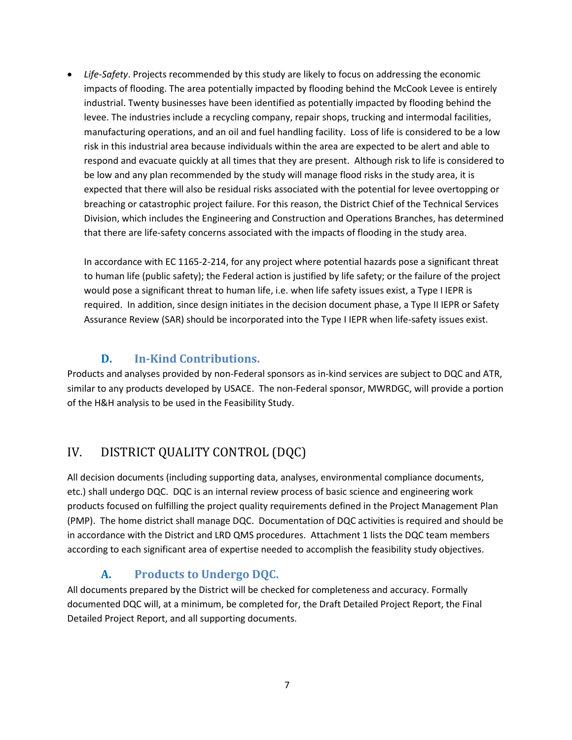- *Life-Safety*. Projects recommended by this study are likely to focus on addressing the economic impacts of flooding. The area potentially impacted by flooding behind the McCook Levee is entirely industrial. Twenty businesses have been identified as potentially impacted by flooding behind the levee. The industries include a recycling company, repair shops, trucking and intermodal facilities, manufacturing operations, and an oil and fuel handling facility. Loss of life is considered to be a low risk in this industrial area because individuals within the area are expected to be alert and able to respond and evacuate quickly at all times that they are present. Although risk to life is considered to be low and any plan recommended by the study will manage flood risks in the study area, it is expected that there will also be residual risks associated with the potential for levee overtopping or breaching or catastrophic project failure. For this reason, the District Chief of the Technical Services Division, which includes the Engineering and Construction and Operations Branches, has determined that there are life-safety concerns associated with the impacts of flooding in the study area.

  In accordance with EC 1165-2-214, for any project where potential hazards pose a significant threat to human life (public safety); the Federal action is justified by life safety; or the failure of the project would pose a significant threat to human life, i.e. when life safety issues exist, a Type I IEPR is required. In addition, since design initiates in the decision document phase, a Type II IEPR or Safety Assurance Review (SAR) should be incorporated into the Type I IEPR when life-safety issues exist.

### D. In-Kind Contributions.

Products and analyses provided by non-Federal sponsors as in-kind services are subject to DQC and ATR, similar to any products developed by USACE. The non-Federal sponsor, MWRDGC, will provide a portion of the H&H analysis to be used in the Feasibility Study.

## IV. DISTRICT QUALITY CONTROL (DQC)

All decision documents (including supporting data, analyses, environmental compliance documents, etc.) shall undergo DQC. DQC is an internal review process of basic science and engineering work products focused on fulfilling the project quality requirements defined in the Project Management Plan (PMP). The home district shall manage DQC. Documentation of DQC activities is required and should be in accordance with the District and LRD QMS procedures. Attachment 1 lists the DQC team members according to each significant area of expertise needed to accomplish the feasibility study objectives.

### A. Products to Undergo DQC.

All documents prepared by the District will be checked for completeness and accuracy. Formally documented DQC will, at a minimum, be completed for, the Draft Detailed Project Report, the Final Detailed Project Report, and all supporting documents.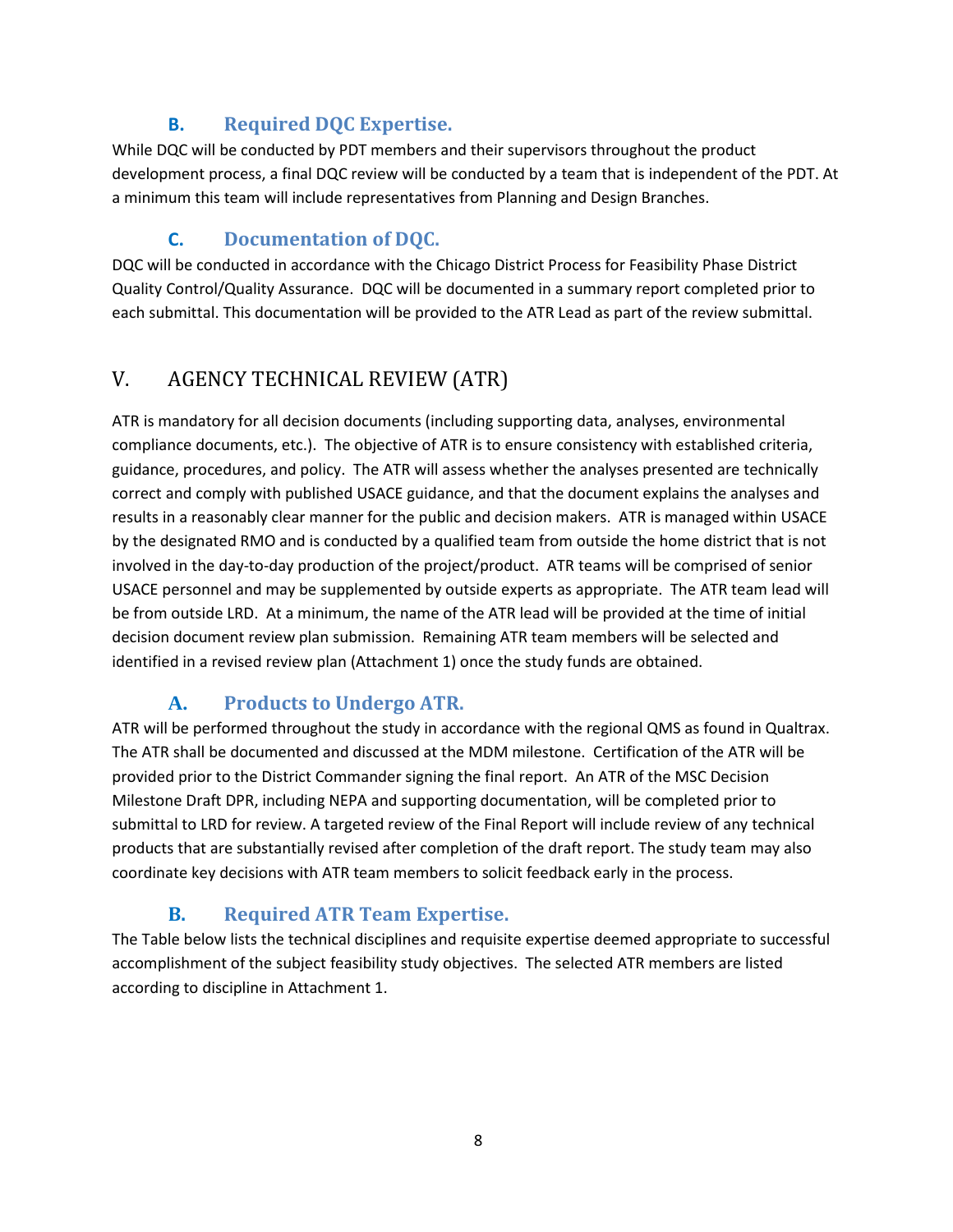### B. Required DQC Expertise.

While DQC will be conducted by PDT members and their supervisors throughout the product development process, a final DQC review will be conducted by a team that is independent of the PDT. At a minimum this team will include representatives from Planning and Design Branches.

### C. Documentation of DQC.

DQC will be conducted in accordance with the Chicago District Process for Feasibility Phase District Quality Control/Quality Assurance. DQC will be documented in a summary report completed prior to each submittal. This documentation will be provided to the ATR Lead as part of the review submittal.

## V. AGENCY TECHNICAL REVIEW (ATR)

ATR is mandatory for all decision documents (including supporting data, analyses, environmental compliance documents, etc.). The objective of ATR is to ensure consistency with established criteria, guidance, procedures, and policy. The ATR will assess whether the analyses presented are technically correct and comply with published USACE guidance, and that the document explains the analyses and results in a reasonably clear manner for the public and decision makers. ATR is managed within USACE by the designated RMO and is conducted by a qualified team from outside the home district that is not involved in the day-to-day production of the project/product. ATR teams will be comprised of senior USACE personnel and may be supplemented by outside experts as appropriate. The ATR team lead will be from outside LRD. At a minimum, the name of the ATR lead will be provided at the time of initial decision document review plan submission. Remaining ATR team members will be selected and identified in a revised review plan (Attachment 1) once the study funds are obtained.

### A. Products to Undergo ATR.

ATR will be performed throughout the study in accordance with the regional QMS as found in Qualtrax. The ATR shall be documented and discussed at the MDM milestone. Certification of the ATR will be provided prior to the District Commander signing the final report. An ATR of the MSC Decision Milestone Draft DPR, including NEPA and supporting documentation, will be completed prior to submittal to LRD for review. A targeted review of the Final Report will include review of any technical products that are substantially revised after completion of the draft report. The study team may also coordinate key decisions with ATR team members to solicit feedback early in the process.

### B. Required ATR Team Expertise.

The Table below lists the technical disciplines and requisite expertise deemed appropriate to successful accomplishment of the subject feasibility study objectives. The selected ATR members are listed according to discipline in Attachment 1.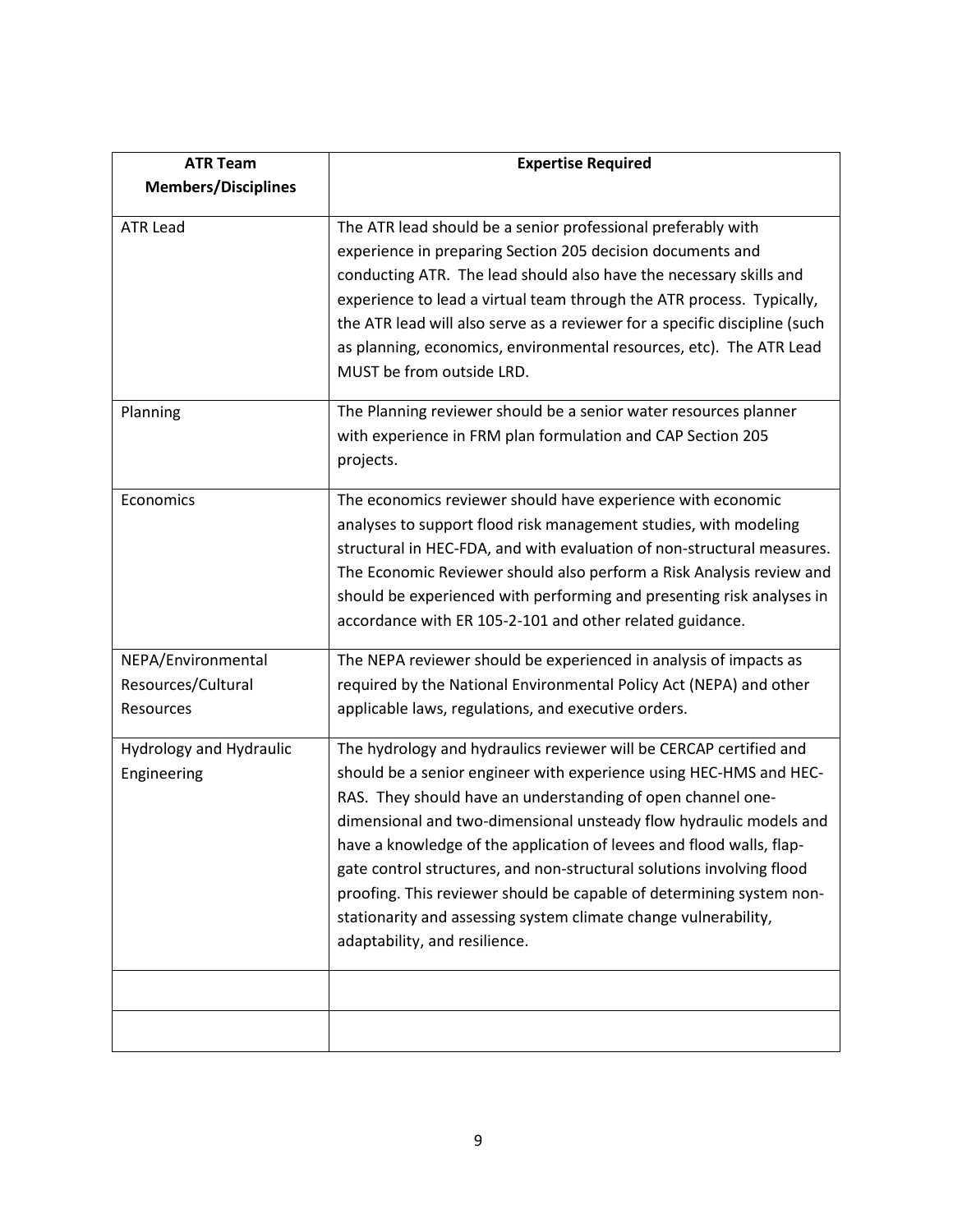| ATR Team Members/Disciplines | Expertise Required |
|---|---|
| ATR Lead | The ATR lead should be a senior professional preferably with experience in preparing Section 205 decision documents and conducting ATR. The lead should also have the necessary skills and experience to lead a virtual team through the ATR process. Typically, the ATR lead will also serve as a reviewer for a specific discipline (such as planning, economics, environmental resources, etc). The ATR Lead MUST be from outside LRD. |
| Planning | The Planning reviewer should be a senior water resources planner with experience in FRM plan formulation and CAP Section 205 projects. |
| Economics | The economics reviewer should have experience with economic analyses to support flood risk management studies, with modeling structural in HEC-FDA, and with evaluation of non-structural measures. The Economic Reviewer should also perform a Risk Analysis review and should be experienced with performing and presenting risk analyses in accordance with ER 105-2-101 and other related guidance. |
| NEPA/Environmental Resources/Cultural Resources | The NEPA reviewer should be experienced in analysis of impacts as required by the National Environmental Policy Act (NEPA) and other applicable laws, regulations, and executive orders. |
| Hydrology and Hydraulic Engineering | The hydrology and hydraulics reviewer will be CERCAP certified and should be a senior engineer with experience using HEC-HMS and HEC-RAS. They should have an understanding of open channel one-dimensional and two-dimensional unsteady flow hydraulic models and have a knowledge of the application of levees and flood walls, flap-gate control structures, and non-structural solutions involving flood proofing. This reviewer should be capable of determining system non-stationarity and assessing system climate change vulnerability, adaptability, and resilience. |
| | |
| | |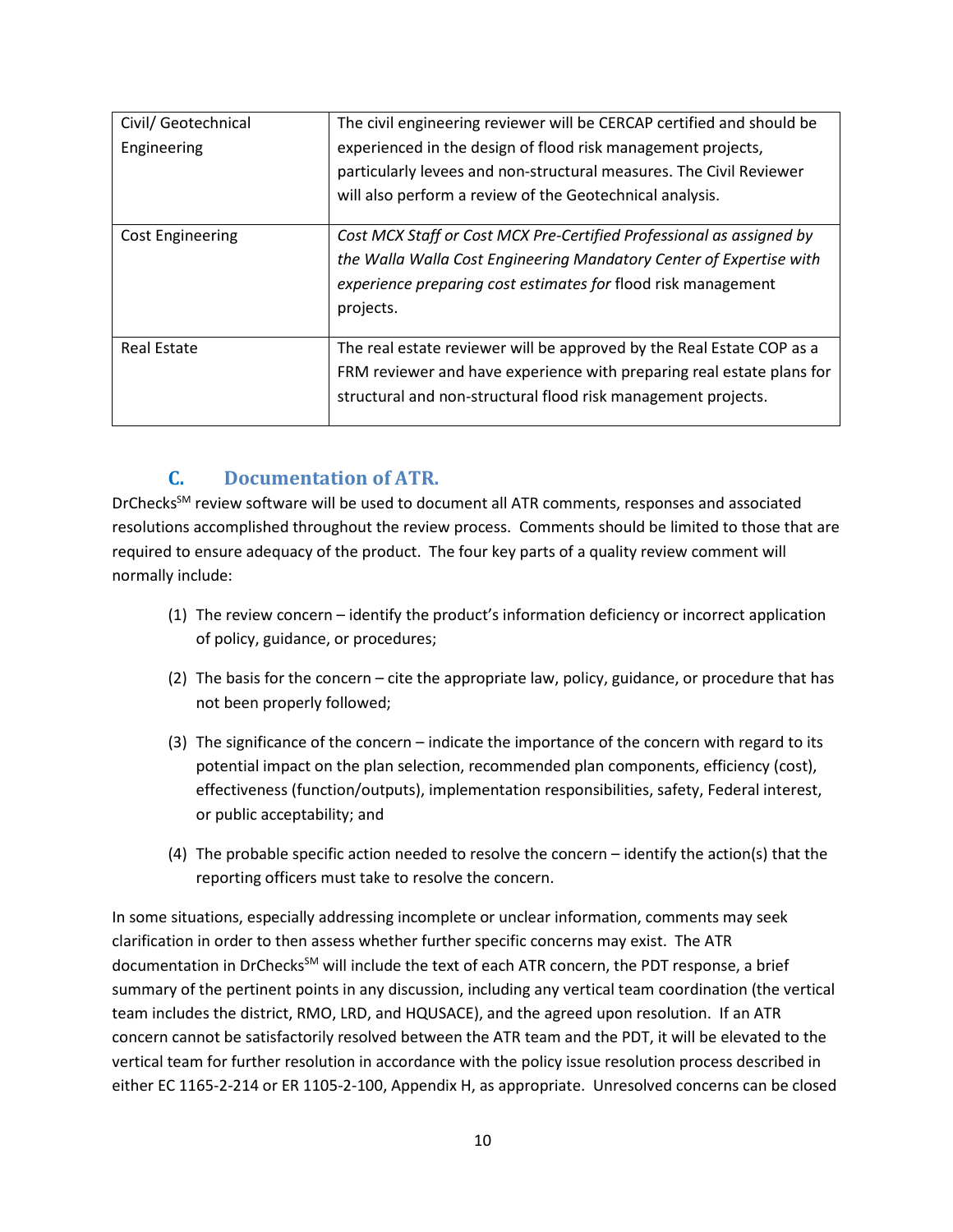| Civil/ Geotechnical Engineering | The civil engineering reviewer will be CERCAP certified and should be experienced in the design of flood risk management projects, particularly levees and non-structural measures. The Civil Reviewer will also perform a review of the Geotechnical analysis. |
|---|---|
| Cost Engineering | *Cost MCX Staff or Cost MCX Pre-Certified Professional as assigned by the Walla Walla Cost Engineering Mandatory Center of Expertise with experience preparing cost estimates for* flood risk management projects. |
| Real Estate | The real estate reviewer will be approved by the Real Estate COP as a FRM reviewer and have experience with preparing real estate plans for structural and non-structural flood risk management projects. |

### C. Documentation of ATR.

DrChecks[SM] review software will be used to document all ATR comments, responses and associated resolutions accomplished throughout the review process. Comments should be limited to those that are required to ensure adequacy of the product. The four key parts of a quality review comment will normally include:

(1) The review concern – identify the product's information deficiency or incorrect application of policy, guidance, or procedures;

(2) The basis for the concern – cite the appropriate law, policy, guidance, or procedure that has not been properly followed;

(3) The significance of the concern – indicate the importance of the concern with regard to its potential impact on the plan selection, recommended plan components, efficiency (cost), effectiveness (function/outputs), implementation responsibilities, safety, Federal interest, or public acceptability; and

(4) The probable specific action needed to resolve the concern – identify the action(s) that the reporting officers must take to resolve the concern.

In some situations, especially addressing incomplete or unclear information, comments may seek clarification in order to then assess whether further specific concerns may exist. The ATR documentation in DrChecks[SM] will include the text of each ATR concern, the PDT response, a brief summary of the pertinent points in any discussion, including any vertical team coordination (the vertical team includes the district, RMO, LRD, and HQUSACE), and the agreed upon resolution. If an ATR concern cannot be satisfactorily resolved between the ATR team and the PDT, it will be elevated to the vertical team for further resolution in accordance with the policy issue resolution process described in either EC 1165-2-214 or ER 1105-2-100, Appendix H, as appropriate. Unresolved concerns can be closed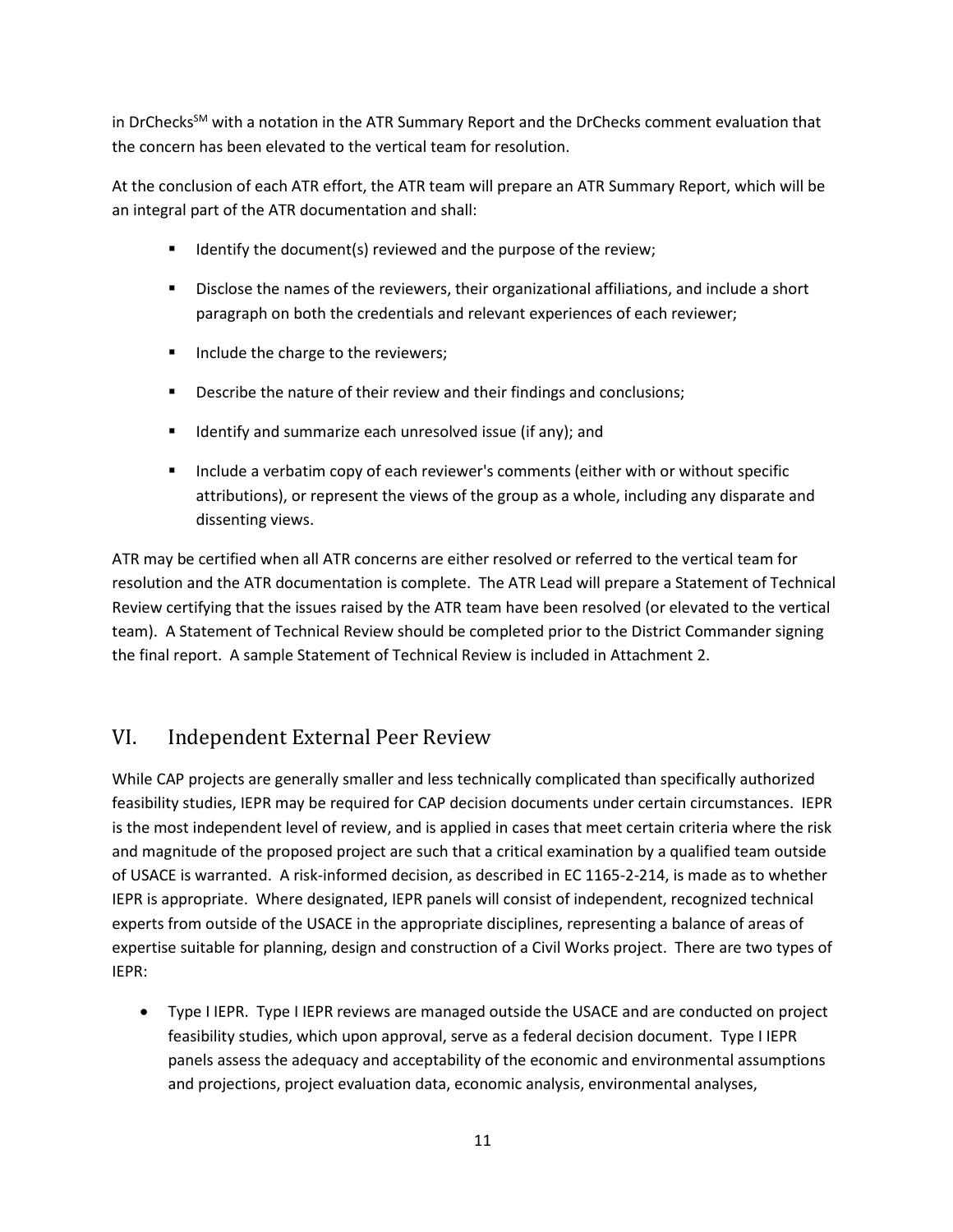in DrChecks[SM] with a notation in the ATR Summary Report and the DrChecks comment evaluation that the concern has been elevated to the vertical team for resolution.

At the conclusion of each ATR effort, the ATR team will prepare an ATR Summary Report, which will be an integral part of the ATR documentation and shall:

- Identify the document(s) reviewed and the purpose of the review;
- Disclose the names of the reviewers, their organizational affiliations, and include a short paragraph on both the credentials and relevant experiences of each reviewer;
- Include the charge to the reviewers;
- Describe the nature of their review and their findings and conclusions;
- Identify and summarize each unresolved issue (if any); and
- Include a verbatim copy of each reviewer's comments (either with or without specific attributions), or represent the views of the group as a whole, including any disparate and dissenting views.

ATR may be certified when all ATR concerns are either resolved or referred to the vertical team for resolution and the ATR documentation is complete. The ATR Lead will prepare a Statement of Technical Review certifying that the issues raised by the ATR team have been resolved (or elevated to the vertical team). A Statement of Technical Review should be completed prior to the District Commander signing the final report. A sample Statement of Technical Review is included in Attachment 2.

## VI. Independent External Peer Review

While CAP projects are generally smaller and less technically complicated than specifically authorized feasibility studies, IEPR may be required for CAP decision documents under certain circumstances. IEPR is the most independent level of review, and is applied in cases that meet certain criteria where the risk and magnitude of the proposed project are such that a critical examination by a qualified team outside of USACE is warranted. A risk-informed decision, as described in EC 1165-2-214, is made as to whether IEPR is appropriate. Where designated, IEPR panels will consist of independent, recognized technical experts from outside of the USACE in the appropriate disciplines, representing a balance of areas of expertise suitable for planning, design and construction of a Civil Works project. There are two types of IEPR:

- Type I IEPR. Type I IEPR reviews are managed outside the USACE and are conducted on project feasibility studies, which upon approval, serve as a federal decision document. Type I IEPR panels assess the adequacy and acceptability of the economic and environmental assumptions and projections, project evaluation data, economic analysis, environmental analyses,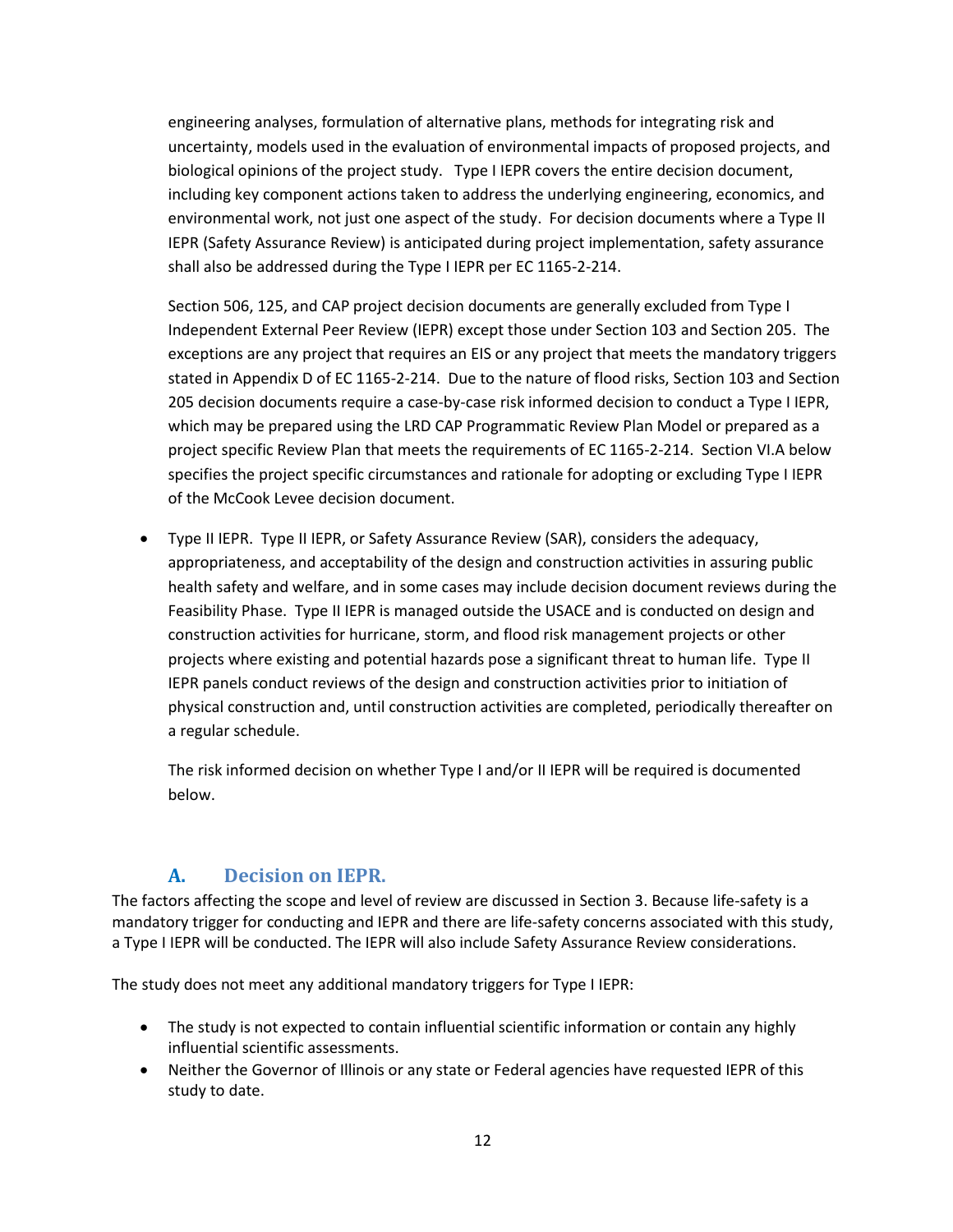engineering analyses, formulation of alternative plans, methods for integrating risk and uncertainty, models used in the evaluation of environmental impacts of proposed projects, and biological opinions of the project study. Type I IEPR covers the entire decision document, including key component actions taken to address the underlying engineering, economics, and environmental work, not just one aspect of the study. For decision documents where a Type II IEPR (Safety Assurance Review) is anticipated during project implementation, safety assurance shall also be addressed during the Type I IEPR per EC 1165-2-214.

Section 506, 125, and CAP project decision documents are generally excluded from Type I Independent External Peer Review (IEPR) except those under Section 103 and Section 205. The exceptions are any project that requires an EIS or any project that meets the mandatory triggers stated in Appendix D of EC 1165-2-214. Due to the nature of flood risks, Section 103 and Section 205 decision documents require a case-by-case risk informed decision to conduct a Type I IEPR, which may be prepared using the LRD CAP Programmatic Review Plan Model or prepared as a project specific Review Plan that meets the requirements of EC 1165-2-214. Section VI.A below specifies the project specific circumstances and rationale for adopting or excluding Type I IEPR of the McCook Levee decision document.

- Type II IEPR. Type II IEPR, or Safety Assurance Review (SAR), considers the adequacy, appropriateness, and acceptability of the design and construction activities in assuring public health safety and welfare, and in some cases may include decision document reviews during the Feasibility Phase. Type II IEPR is managed outside the USACE and is conducted on design and construction activities for hurricane, storm, and flood risk management projects or other projects where existing and potential hazards pose a significant threat to human life. Type II IEPR panels conduct reviews of the design and construction activities prior to initiation of physical construction and, until construction activities are completed, periodically thereafter on a regular schedule.

  The risk informed decision on whether Type I and/or II IEPR will be required is documented below.

### A. Decision on IEPR.

The factors affecting the scope and level of review are discussed in Section 3. Because life-safety is a mandatory trigger for conducting and IEPR and there are life-safety concerns associated with this study, a Type I IEPR will be conducted. The IEPR will also include Safety Assurance Review considerations.

The study does not meet any additional mandatory triggers for Type I IEPR:

- The study is not expected to contain influential scientific information or contain any highly influential scientific assessments.
- Neither the Governor of Illinois or any state or Federal agencies have requested IEPR of this study to date.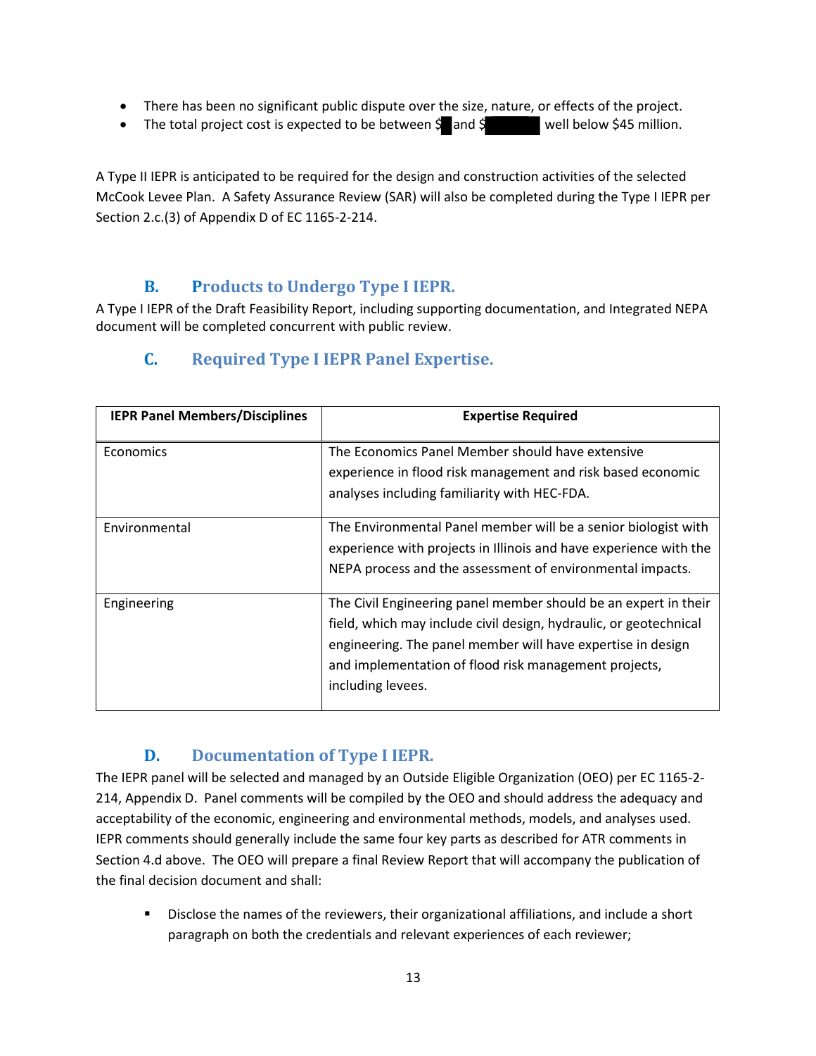- There has been no significant public dispute over the size, nature, or effects of the project.
- The total project cost is expected to be between $ and $ well below $45 million.

A Type II IEPR is anticipated to be required for the design and construction activities of the selected McCook Levee Plan. A Safety Assurance Review (SAR) will also be completed during the Type I IEPR per Section 2.c.(3) of Appendix D of EC 1165-2-214.

## B. Products to Undergo Type I IEPR.

A Type I IEPR of the Draft Feasibility Report, including supporting documentation, and Integrated NEPA document will be completed concurrent with public review.

## C. Required Type I IEPR Panel Expertise.

| IEPR Panel Members/Disciplines | Expertise Required |
|---|---|
| Economics | The Economics Panel Member should have extensive experience in flood risk management and risk based economic analyses including familiarity with HEC-FDA. |
| Environmental | The Environmental Panel member will be a senior biologist with experience with projects in Illinois and have experience with the NEPA process and the assessment of environmental impacts. |
| Engineering | The Civil Engineering panel member should be an expert in their field, which may include civil design, hydraulic, or geotechnical engineering. The panel member will have expertise in design and implementation of flood risk management projects, including levees. |

## D. Documentation of Type I IEPR.

The IEPR panel will be selected and managed by an Outside Eligible Organization (OEO) per EC 1165-2-214, Appendix D. Panel comments will be compiled by the OEO and should address the adequacy and acceptability of the economic, engineering and environmental methods, models, and analyses used. IEPR comments should generally include the same four key parts as described for ATR comments in Section 4.d above. The OEO will prepare a final Review Report that will accompany the publication of the final decision document and shall:

- Disclose the names of the reviewers, their organizational affiliations, and include a short paragraph on both the credentials and relevant experiences of each reviewer;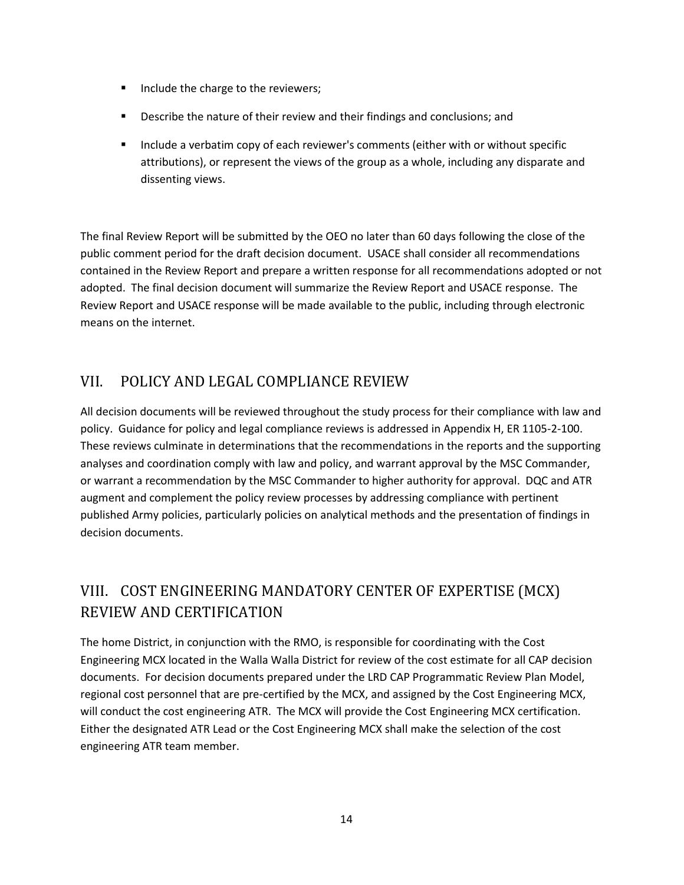- Include the charge to the reviewers;
- Describe the nature of their review and their findings and conclusions; and
- Include a verbatim copy of each reviewer's comments (either with or without specific attributions), or represent the views of the group as a whole, including any disparate and dissenting views.

The final Review Report will be submitted by the OEO no later than 60 days following the close of the public comment period for the draft decision document. USACE shall consider all recommendations contained in the Review Report and prepare a written response for all recommendations adopted or not adopted. The final decision document will summarize the Review Report and USACE response. The Review Report and USACE response will be made available to the public, including through electronic means on the internet.

## VII. POLICY AND LEGAL COMPLIANCE REVIEW

All decision documents will be reviewed throughout the study process for their compliance with law and policy. Guidance for policy and legal compliance reviews is addressed in Appendix H, ER 1105-2-100. These reviews culminate in determinations that the recommendations in the reports and the supporting analyses and coordination comply with law and policy, and warrant approval by the MSC Commander, or warrant a recommendation by the MSC Commander to higher authority for approval. DQC and ATR augment and complement the policy review processes by addressing compliance with pertinent published Army policies, particularly policies on analytical methods and the presentation of findings in decision documents.

## VIII. COST ENGINEERING MANDATORY CENTER OF EXPERTISE (MCX) REVIEW AND CERTIFICATION

The home District, in conjunction with the RMO, is responsible for coordinating with the Cost Engineering MCX located in the Walla Walla District for review of the cost estimate for all CAP decision documents. For decision documents prepared under the LRD CAP Programmatic Review Plan Model, regional cost personnel that are pre-certified by the MCX, and assigned by the Cost Engineering MCX, will conduct the cost engineering ATR. The MCX will provide the Cost Engineering MCX certification. Either the designated ATR Lead or the Cost Engineering MCX shall make the selection of the cost engineering ATR team member.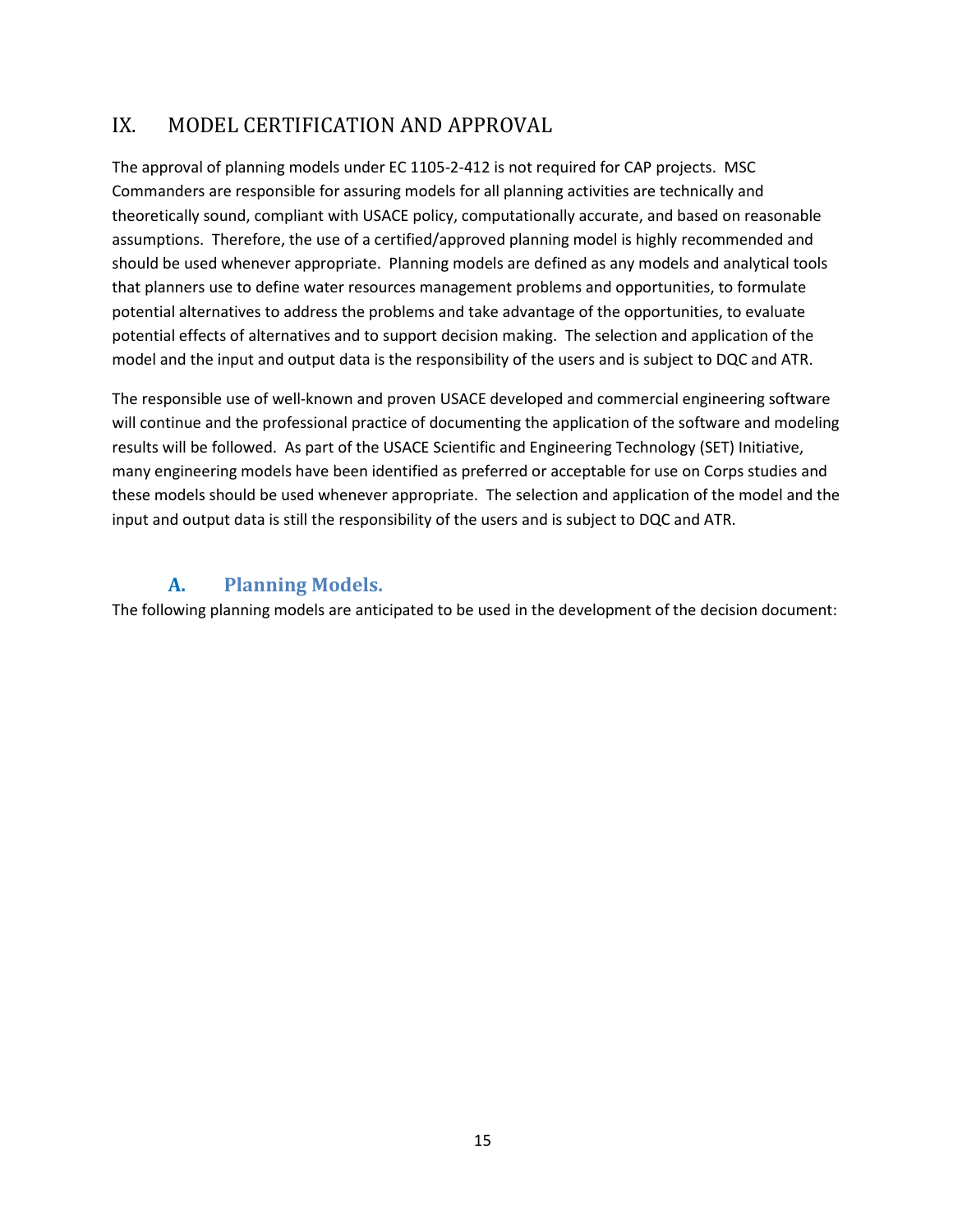## IX. MODEL CERTIFICATION AND APPROVAL

The approval of planning models under EC 1105-2-412 is not required for CAP projects. MSC Commanders are responsible for assuring models for all planning activities are technically and theoretically sound, compliant with USACE policy, computationally accurate, and based on reasonable assumptions. Therefore, the use of a certified/approved planning model is highly recommended and should be used whenever appropriate. Planning models are defined as any models and analytical tools that planners use to define water resources management problems and opportunities, to formulate potential alternatives to address the problems and take advantage of the opportunities, to evaluate potential effects of alternatives and to support decision making. The selection and application of the model and the input and output data is the responsibility of the users and is subject to DQC and ATR.

The responsible use of well-known and proven USACE developed and commercial engineering software will continue and the professional practice of documenting the application of the software and modeling results will be followed. As part of the USACE Scientific and Engineering Technology (SET) Initiative, many engineering models have been identified as preferred or acceptable for use on Corps studies and these models should be used whenever appropriate. The selection and application of the model and the input and output data is still the responsibility of the users and is subject to DQC and ATR.

### A. Planning Models.

The following planning models are anticipated to be used in the development of the decision document: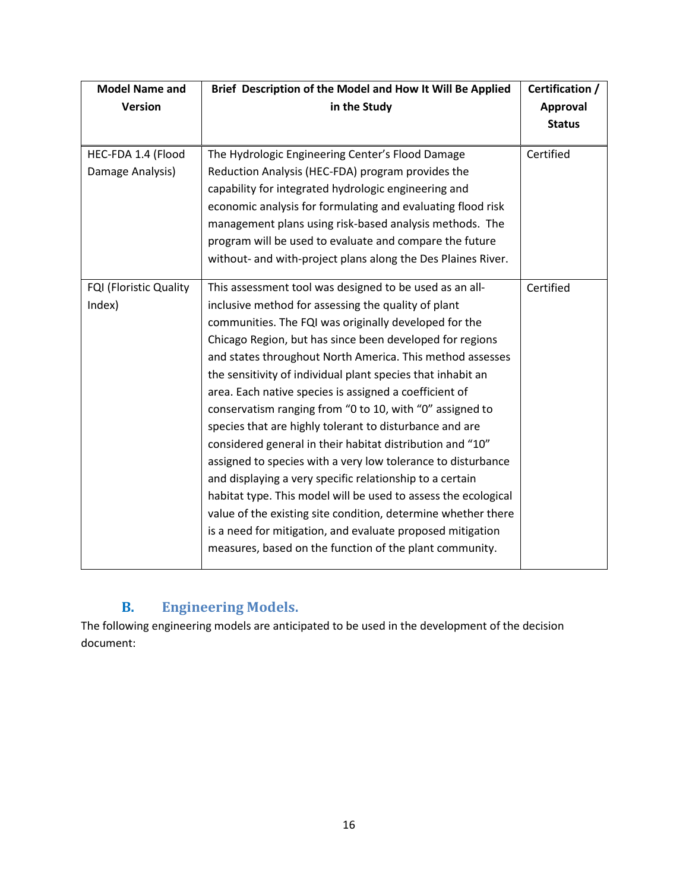| Model Name and Version | Brief Description of the Model and How It Will Be Applied in the Study | Certification / Approval Status |
|---|---|---|
| HEC-FDA 1.4 (Flood Damage Analysis) | The Hydrologic Engineering Center's Flood Damage Reduction Analysis (HEC-FDA) program provides the capability for integrated hydrologic engineering and economic analysis for formulating and evaluating flood risk management plans using risk-based analysis methods. The program will be used to evaluate and compare the future without- and with-project plans along the Des Plaines River. | Certified |
| FQI (Floristic Quality Index) | This assessment tool was designed to be used as an all-inclusive method for assessing the quality of plant communities. The FQI was originally developed for the Chicago Region, but has since been developed for regions and states throughout North America. This method assesses the sensitivity of individual plant species that inhabit an area. Each native species is assigned a coefficient of conservatism ranging from "0 to 10, with "0" assigned to species that are highly tolerant to disturbance and are considered general in their habitat distribution and "10" assigned to species with a very low tolerance to disturbance and displaying a very specific relationship to a certain habitat type. This model will be used to assess the ecological value of the existing site condition, determine whether there is a need for mitigation, and evaluate proposed mitigation measures, based on the function of the plant community. | Certified |

## B. Engineering Models.

The following engineering models are anticipated to be used in the development of the decision document: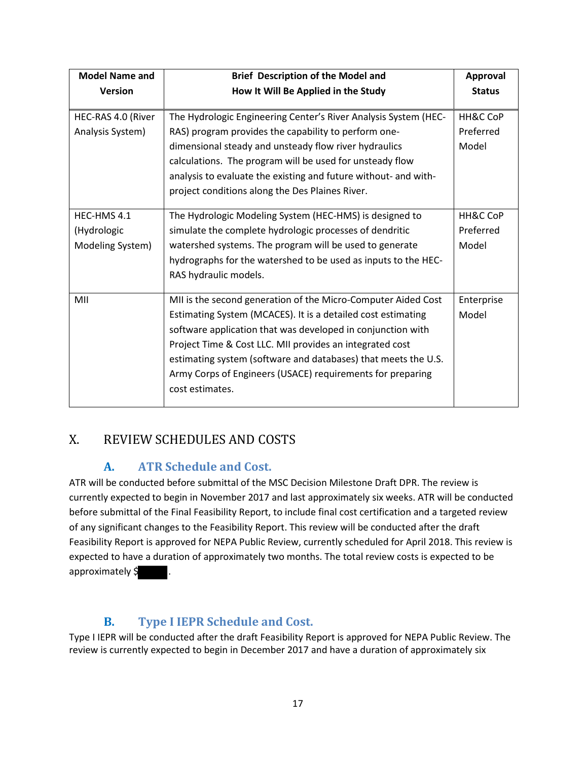| Model Name and Version | Brief Description of the Model and How It Will Be Applied in the Study | Approval Status |
|---|---|---|
| HEC-RAS 4.0 (River Analysis System) | The Hydrologic Engineering Center's River Analysis System (HEC-RAS) program provides the capability to perform one-dimensional steady and unsteady flow river hydraulics calculations. The program will be used for unsteady flow analysis to evaluate the existing and future without- and with-project conditions along the Des Plaines River. | HH&C CoP Preferred Model |
| HEC-HMS 4.1 (Hydrologic Modeling System) | The Hydrologic Modeling System (HEC-HMS) is designed to simulate the complete hydrologic processes of dendritic watershed systems. The program will be used to generate hydrographs for the watershed to be used as inputs to the HEC-RAS hydraulic models. | HH&C CoP Preferred Model |
| MII | MII is the second generation of the Micro-Computer Aided Cost Estimating System (MCACES). It is a detailed cost estimating software application that was developed in conjunction with Project Time & Cost LLC. MII provides an integrated cost estimating system (software and databases) that meets the U.S. Army Corps of Engineers (USACE) requirements for preparing cost estimates. | Enterprise Model |

# X. REVIEW SCHEDULES AND COSTS

## A. ATR Schedule and Cost.

ATR will be conducted before submittal of the MSC Decision Milestone Draft DPR. The review is currently expected to begin in November 2017 and last approximately six weeks. ATR will be conducted before submittal of the Final Feasibility Report, to include final cost certification and a targeted review of any significant changes to the Feasibility Report. This review will be conducted after the draft Feasibility Report is approved for NEPA Public Review, currently scheduled for April 2018. This review is expected to have a duration of approximately two months. The total review costs is expected to be approximately $[redacted].

## B. Type I IEPR Schedule and Cost.

Type I IEPR will be conducted after the draft Feasibility Report is approved for NEPA Public Review. The review is currently expected to begin in December 2017 and have a duration of approximately six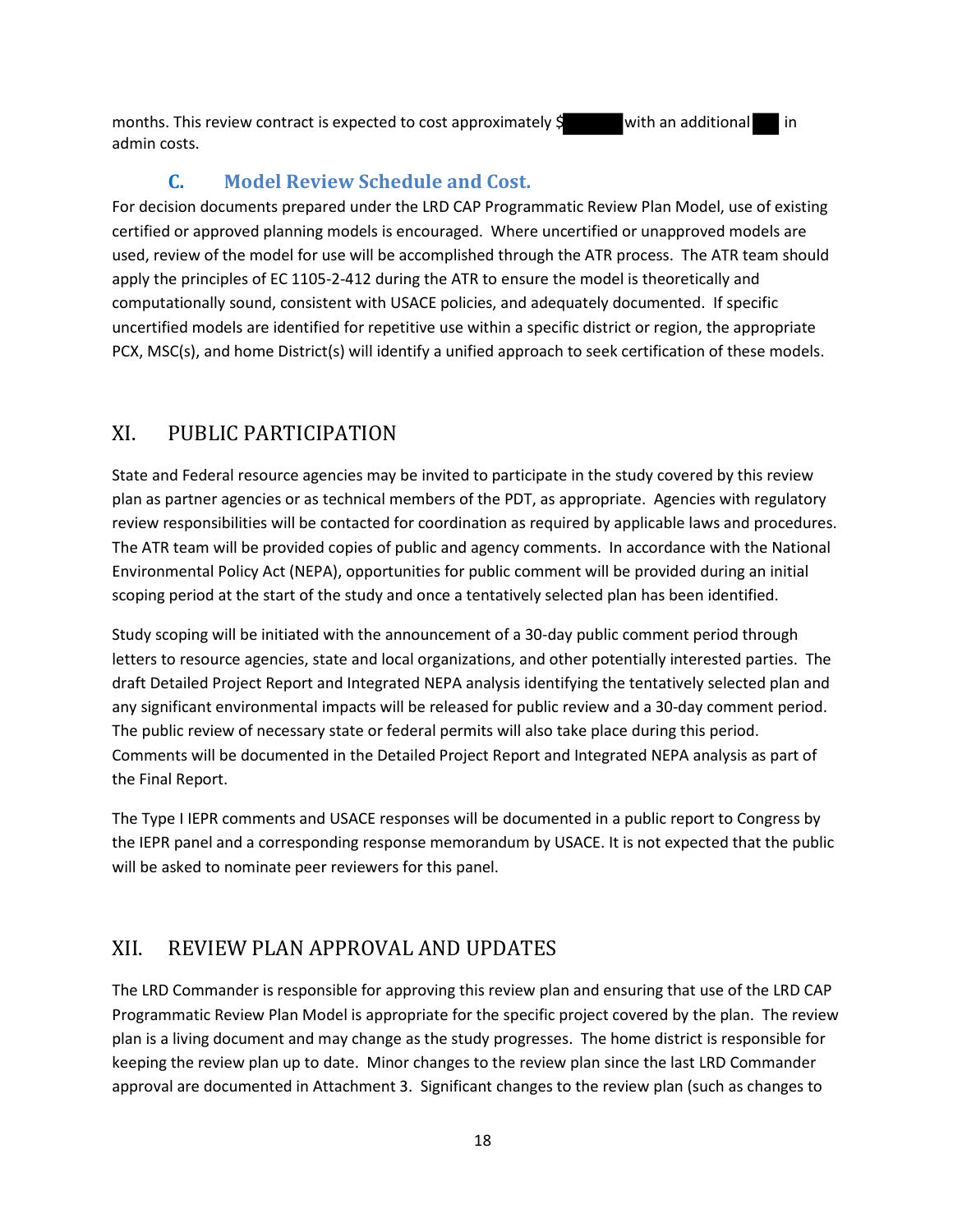months. This review contract is expected to cost approximately $[REDACTED] with an additional [REDACTED] in admin costs.

### C. Model Review Schedule and Cost.

For decision documents prepared under the LRD CAP Programmatic Review Plan Model, use of existing certified or approved planning models is encouraged. Where uncertified or unapproved models are used, review of the model for use will be accomplished through the ATR process. The ATR team should apply the principles of EC 1105-2-412 during the ATR to ensure the model is theoretically and computationally sound, consistent with USACE policies, and adequately documented. If specific uncertified models are identified for repetitive use within a specific district or region, the appropriate PCX, MSC(s), and home District(s) will identify a unified approach to seek certification of these models.

## XI. PUBLIC PARTICIPATION

State and Federal resource agencies may be invited to participate in the study covered by this review plan as partner agencies or as technical members of the PDT, as appropriate. Agencies with regulatory review responsibilities will be contacted for coordination as required by applicable laws and procedures. The ATR team will be provided copies of public and agency comments. In accordance with the National Environmental Policy Act (NEPA), opportunities for public comment will be provided during an initial scoping period at the start of the study and once a tentatively selected plan has been identified.

Study scoping will be initiated with the announcement of a 30-day public comment period through letters to resource agencies, state and local organizations, and other potentially interested parties. The draft Detailed Project Report and Integrated NEPA analysis identifying the tentatively selected plan and any significant environmental impacts will be released for public review and a 30-day comment period. The public review of necessary state or federal permits will also take place during this period. Comments will be documented in the Detailed Project Report and Integrated NEPA analysis as part of the Final Report.

The Type I IEPR comments and USACE responses will be documented in a public report to Congress by the IEPR panel and a corresponding response memorandum by USACE. It is not expected that the public will be asked to nominate peer reviewers for this panel.

## XII. REVIEW PLAN APPROVAL AND UPDATES

The LRD Commander is responsible for approving this review plan and ensuring that use of the LRD CAP Programmatic Review Plan Model is appropriate for the specific project covered by the plan. The review plan is a living document and may change as the study progresses. The home district is responsible for keeping the review plan up to date. Minor changes to the review plan since the last LRD Commander approval are documented in Attachment 3. Significant changes to the review plan (such as changes to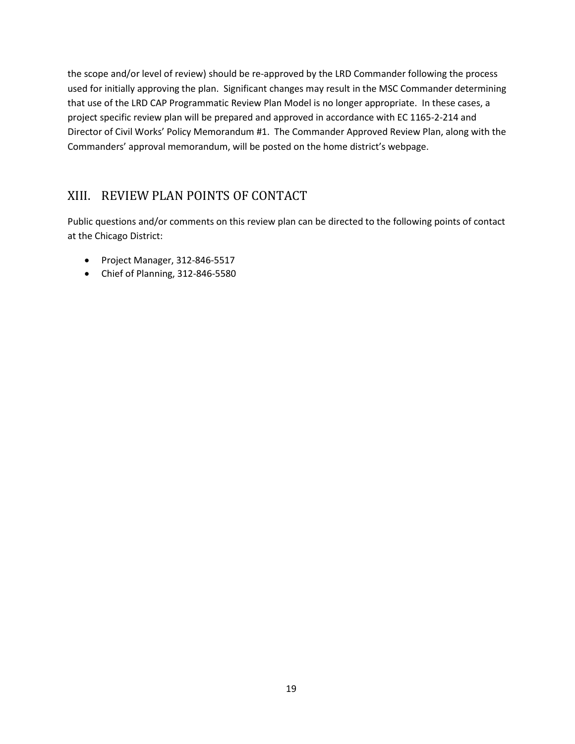the scope and/or level of review) should be re-approved by the LRD Commander following the process used for initially approving the plan. Significant changes may result in the MSC Commander determining that use of the LRD CAP Programmatic Review Plan Model is no longer appropriate. In these cases, a project specific review plan will be prepared and approved in accordance with EC 1165-2-214 and Director of Civil Works' Policy Memorandum #1. The Commander Approved Review Plan, along with the Commanders' approval memorandum, will be posted on the home district's webpage.

## XIII. REVIEW PLAN POINTS OF CONTACT

Public questions and/or comments on this review plan can be directed to the following points of contact at the Chicago District:

- Project Manager, 312-846-5517
- Chief of Planning, 312-846-5580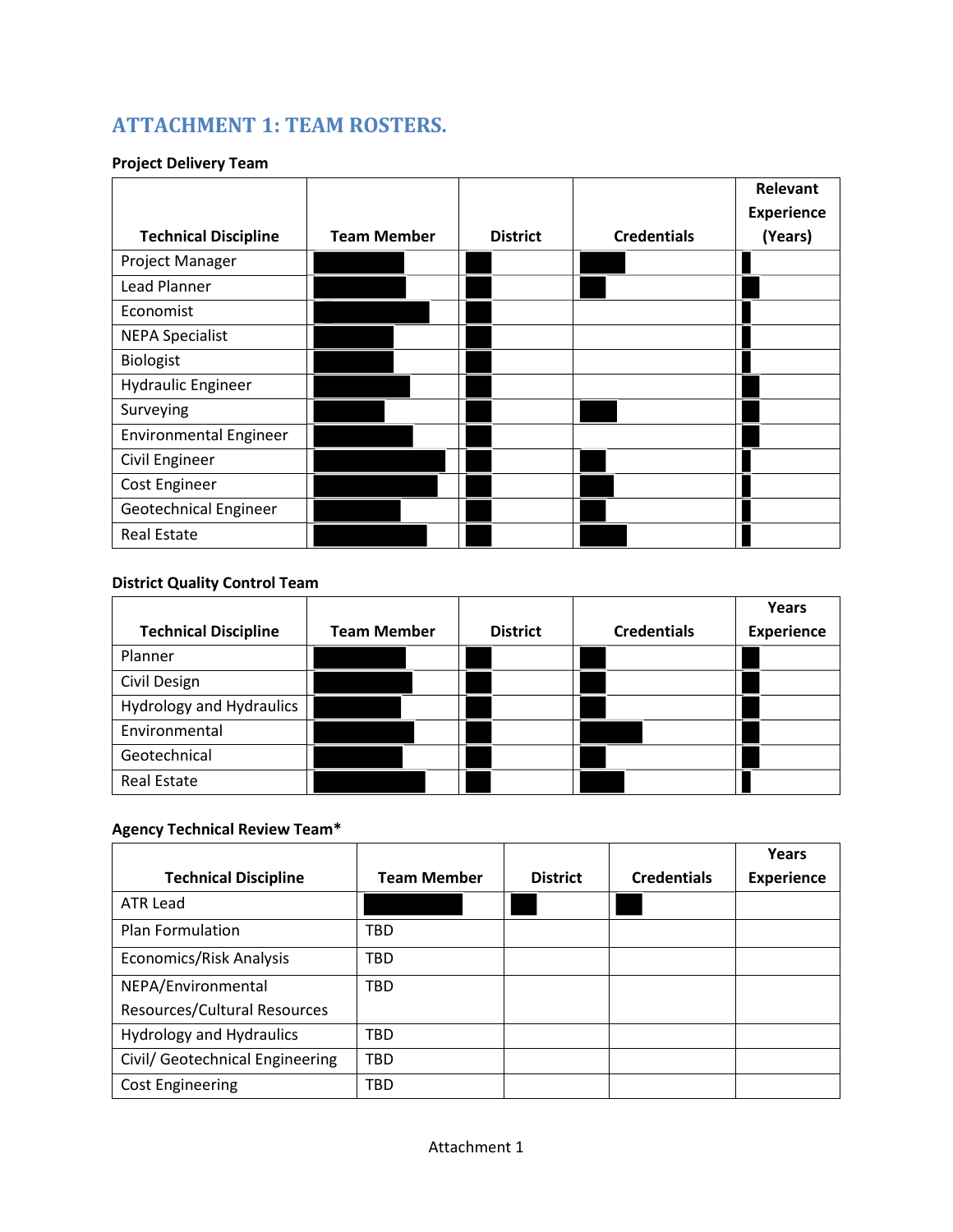## ATTACHMENT 1: TEAM ROSTERS.

**Project Delivery Team**

| Technical Discipline | Team Member | District | Credentials | Relevant Experience (Years) |
|---|---|---|---|---|
| Project Manager | | | | |
| Lead Planner | | | | |
| Economist | | | | |
| NEPA Specialist | | | | |
| Biologist | | | | |
| Hydraulic Engineer | | | | |
| Surveying | | | | |
| Environmental Engineer | | | | |
| Civil Engineer | | | | |
| Cost Engineer | | | | |
| Geotechnical Engineer | | | | |
| Real Estate | | | | |

**District Quality Control Team**

| Technical Discipline | Team Member | District | Credentials | Years Experience |
|---|---|---|---|---|
| Planner | | | | |
| Civil Design | | | | |
| Hydrology and Hydraulics | | | | |
| Environmental | | | | |
| Geotechnical | | | | |
| Real Estate | | | | |

**Agency Technical Review Team***

| Technical Discipline | Team Member | District | Credentials | Years Experience |
|---|---|---|---|---|
| ATR Lead | | | | |
| Plan Formulation | TBD | | | |
| Economics/Risk Analysis | TBD | | | |
| NEPA/Environmental Resources/Cultural Resources | TBD | | | |
| Hydrology and Hydraulics | TBD | | | |
| Civil/ Geotechnical Engineering | TBD | | | |
| Cost Engineering | TBD | | | |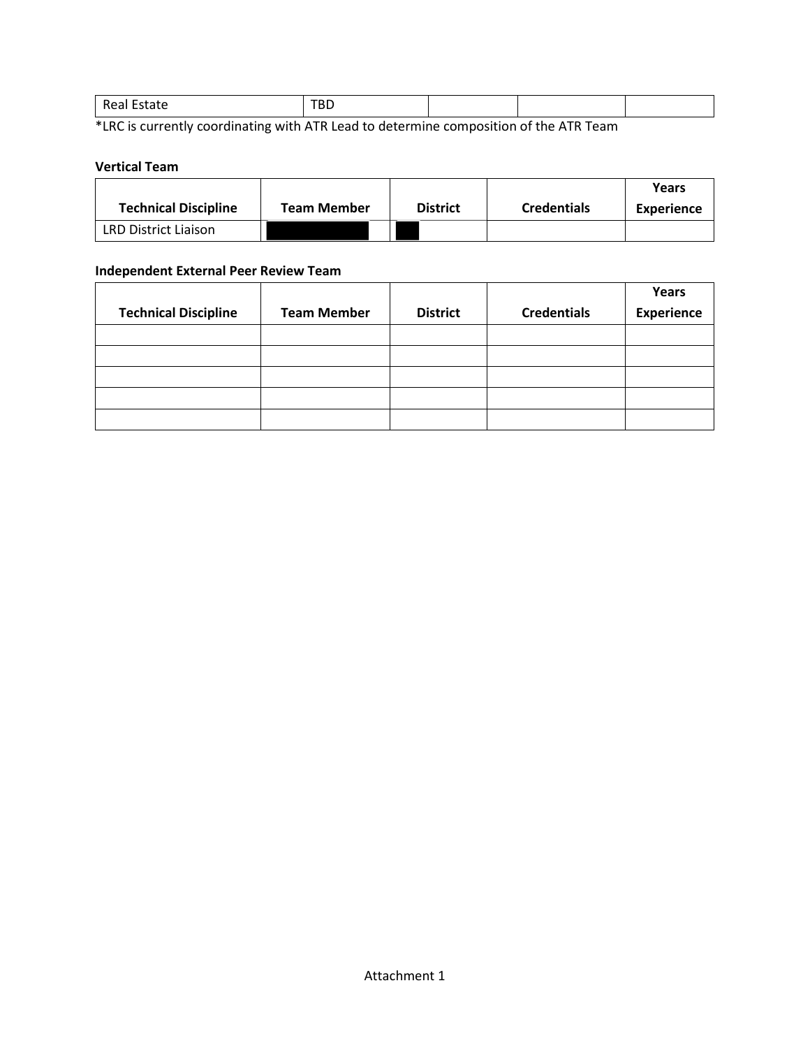| Real Estate | TBD | | | |
|---|---|---|---|---|

*LRC is currently coordinating with ATR Lead to determine composition of the ATR Team

**Vertical Team**

| Technical Discipline | Team Member | District | Credentials | Years Experience |
|---|---|---|---|---|
| LRD District Liaison | | | | |

**Independent External Peer Review Team**

| Technical Discipline | Team Member | District | Credentials | Years Experience |
|---|---|---|---|---|
| | | | | |
| | | | | |
| | | | | |
| | | | | |
| | | | | |

Attachment 1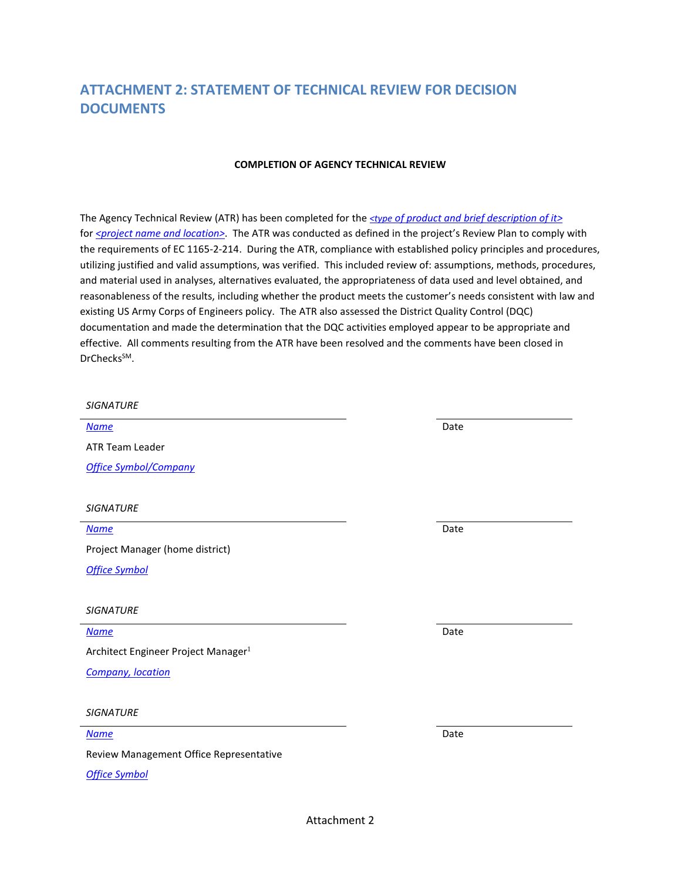# ATTACHMENT 2: STATEMENT OF TECHNICAL REVIEW FOR DECISION DOCUMENTS

**COMPLETION OF AGENCY TECHNICAL REVIEW**

The Agency Technical Review (ATR) has been completed for the *<type of product and brief description of it>* for *<project name and location>*. The ATR was conducted as defined in the project's Review Plan to comply with the requirements of EC 1165-2-214. During the ATR, compliance with established policy principles and procedures, utilizing justified and valid assumptions, was verified. This included review of: assumptions, methods, procedures, and material used in analyses, alternatives evaluated, the appropriateness of data used and level obtained, and reasonableness of the results, including whether the product meets the customer's needs consistent with law and existing US Army Corps of Engineers policy. The ATR also assessed the District Quality Control (DQC) documentation and made the determination that the DQC activities employed appear to be appropriate and effective. All comments resulting from the ATR have been resolved and the comments have been closed in DrChecks[SM].

*SIGNATURE*

___________________________________________ ____________________

*Name* Date

ATR Team Leader

*Office Symbol/Company*

*SIGNATURE*

___________________________________________ ____________________

*Name* Date

Project Manager (home district)

*Office Symbol*

*SIGNATURE*

___________________________________________ ____________________

*Name* Date

Architect Engineer Project Manager[1]

*Company, location*

*SIGNATURE*

___________________________________________ ____________________

*Name* Date

Review Management Office Representative

*Office Symbol*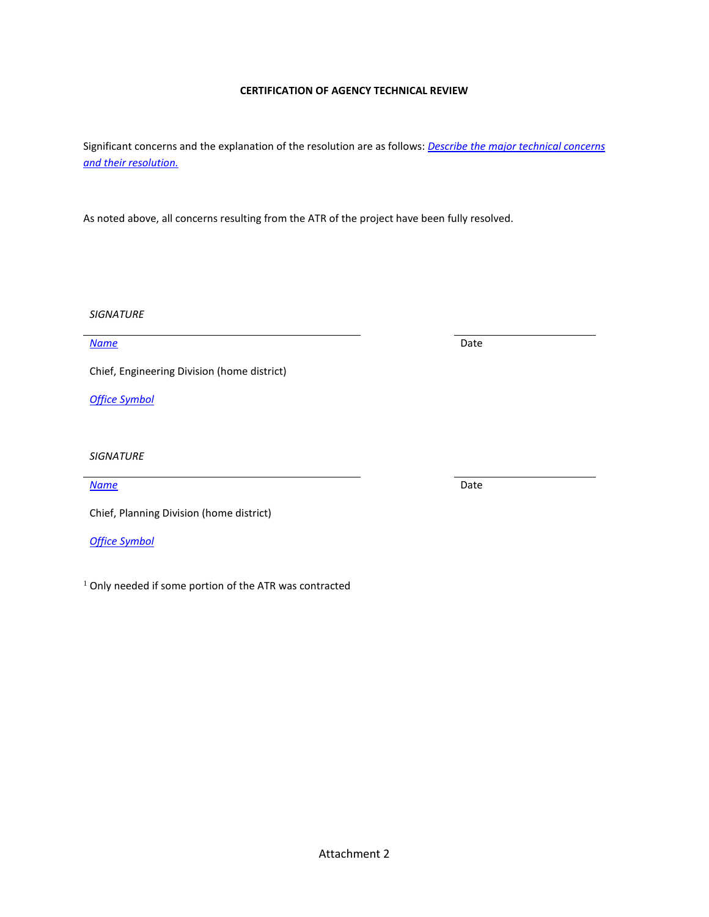**CERTIFICATION OF AGENCY TECHNICAL REVIEW**

Significant concerns and the explanation of the resolution are as follows: *Describe the major technical concerns and their resolution.*

As noted above, all concerns resulting from the ATR of the project have been fully resolved.

*SIGNATURE*

______________________________ ______________________________

*Name* Date

Chief, Engineering Division (home district)

*Office Symbol*

*SIGNATURE*

______________________________ ______________________________

*Name* Date

Chief, Planning Division (home district)

*Office Symbol*

[1] Only needed if some portion of the ATR was contracted

Attachment 2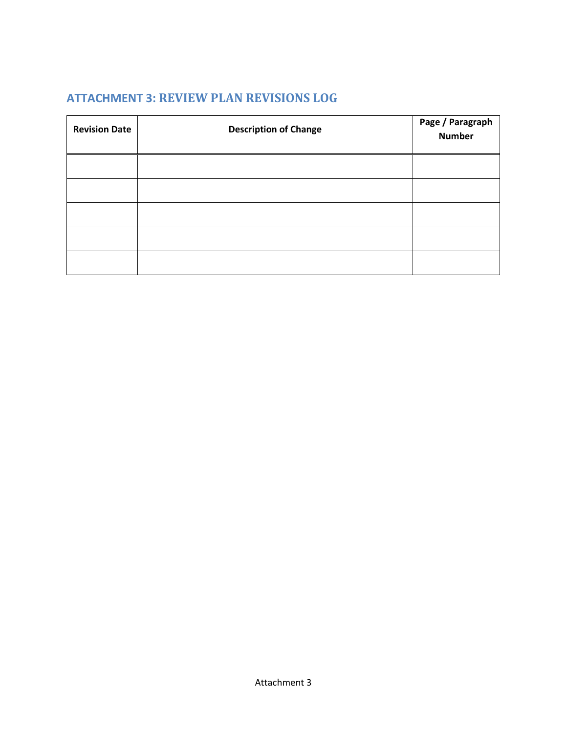## ATTACHMENT 3: REVIEW PLAN REVISIONS LOG

| Revision Date | Description of Change | Page / Paragraph Number |
|---|---|---|
| | | |
| | | |
| | | |
| | | |
| | | |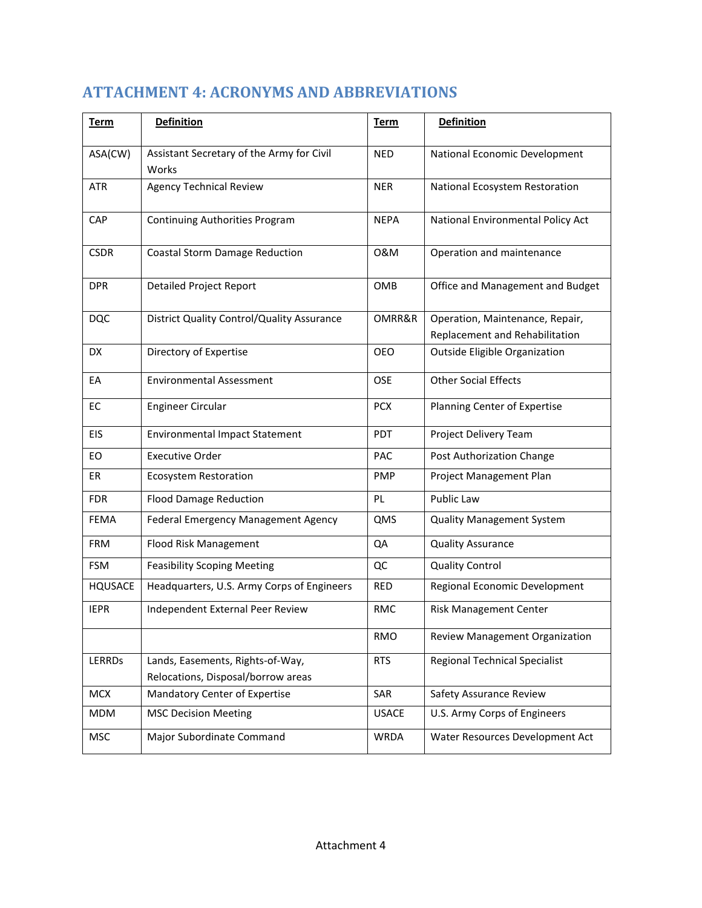## ATTACHMENT 4: ACRONYMS AND ABBREVIATIONS

| Term | Definition | Term | Definition |
|---|---|---|---|
| ASA(CW) | Assistant Secretary of the Army for Civil Works | NED | National Economic Development |
| ATR | Agency Technical Review | NER | National Ecosystem Restoration |
| CAP | Continuing Authorities Program | NEPA | National Environmental Policy Act |
| CSDR | Coastal Storm Damage Reduction | O&M | Operation and maintenance |
| DPR | Detailed Project Report | OMB | Office and Management and Budget |
| DQC | District Quality Control/Quality Assurance | OMRR&R | Operation, Maintenance, Repair, Replacement and Rehabilitation |
| DX | Directory of Expertise | OEO | Outside Eligible Organization |
| EA | Environmental Assessment | OSE | Other Social Effects |
| EC | Engineer Circular | PCX | Planning Center of Expertise |
| EIS | Environmental Impact Statement | PDT | Project Delivery Team |
| EO | Executive Order | PAC | Post Authorization Change |
| ER | Ecosystem Restoration | PMP | Project Management Plan |
| FDR | Flood Damage Reduction | PL | Public Law |
| FEMA | Federal Emergency Management Agency | QMS | Quality Management System |
| FRM | Flood Risk Management | QA | Quality Assurance |
| FSM | Feasibility Scoping Meeting | QC | Quality Control |
| HQUSACE | Headquarters, U.S. Army Corps of Engineers | RED | Regional Economic Development |
| IEPR | Independent External Peer Review | RMC | Risk Management Center |
| | | RMO | Review Management Organization |
| LERRDs | Lands, Easements, Rights-of-Way, Relocations, Disposal/borrow areas | RTS | Regional Technical Specialist |
| MCX | Mandatory Center of Expertise | SAR | Safety Assurance Review |
| MDM | MSC Decision Meeting | USACE | U.S. Army Corps of Engineers |
| MSC | Major Subordinate Command | WRDA | Water Resources Development Act |

Attachment 4